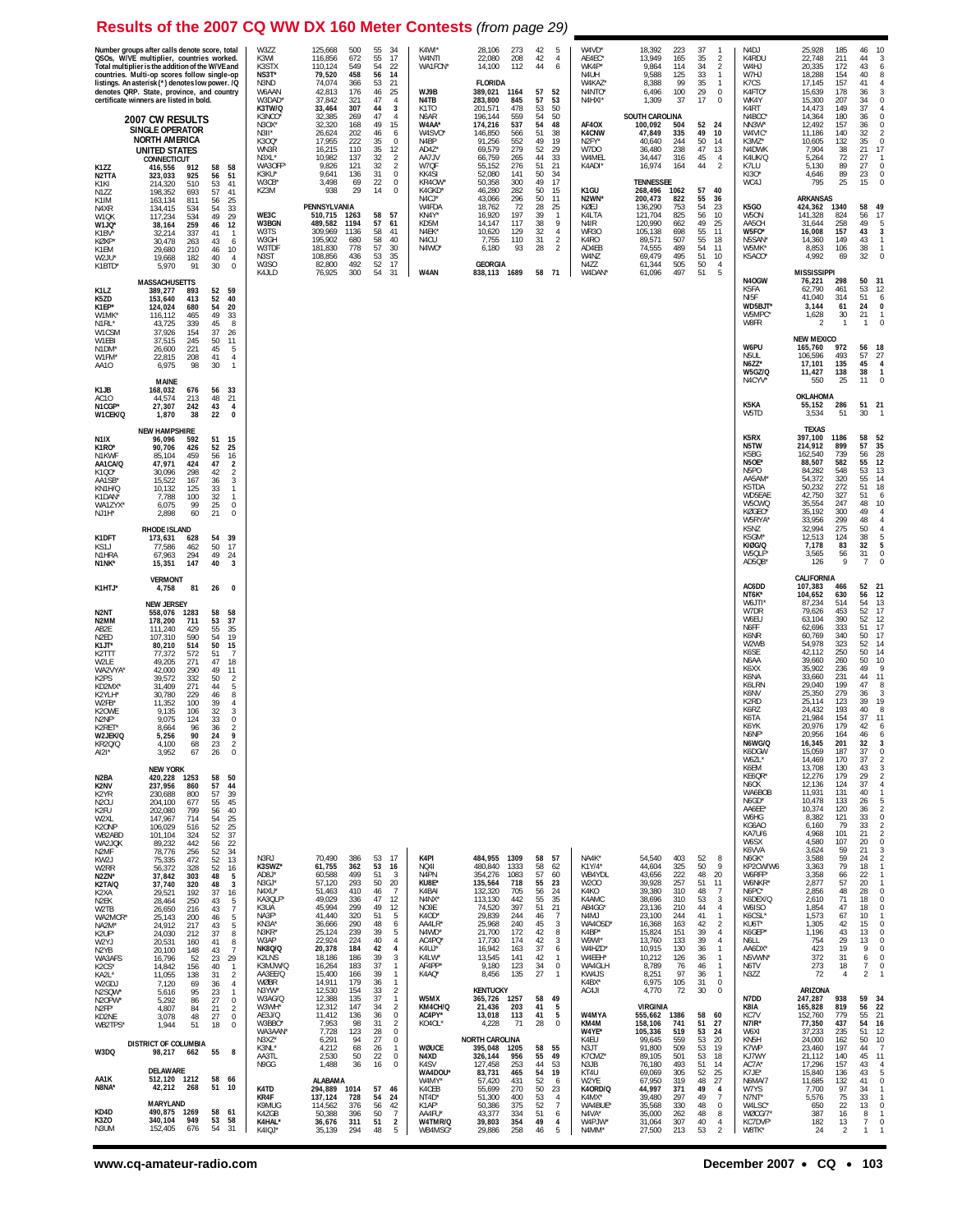# Results of the 2007 CQ WW DX 160 Meter Contests (from page 29)

Number groups after calls denote score, total QSOs, W/VE multiplier, countries worked. Total multiplier is the addition of the W/VE and countries. Multi-op scores follow single-op listings. An asterisk (*) denotes low power. /Q denotes QRP. State, province, and country certificate winners are listed in bold.

## 2007 CW RESULTS
### SINGLE OPERATOR
### NORTH AMERICA
### UNITED STATES

**CONNECTICUT**

| | | | | |
|---|---|---|---|---|
| **K1ZZ** | **416,556** | **912** | **58** | **58** |
| N2TTA | 323,033 | 925 | 56 | 51 |
| K1KI | 214,320 | 510 | 53 | 41 |
| N1ZZ | 198,352 | 693 | 57 | 41 |
| K1IM | 163,134 | 811 | 56 | 25 |
| N4XR | 134,415 | 534 | 54 | 33 |
| W1QK | 117,234 | 534 | 49 | 29 |
| **W1JQ*** | **38,164** | **259** | **46** | **12** |
| K1BV* | 32,214 | 337 | 41 | 1 |
| KØXP* | 30,478 | 263 | 43 | 6 |
| K1EM | 29,680 | 210 | 46 | 10 |
| W2JU* | 19,668 | 182 | 40 | 4 |
| K1BTD* | 5,970 | 91 | 30 | 0 |

**MASSACHUSETTS**

| | | | | |
|---|---|---|---|---|
| **K1LZ** | **389,277** | **893** | **52** | **59** |
| K5ZD | 153,640 | 413 | 52 | 40 |
| **K1EP*** | **124,024** | **680** | **54** | **20** |
| W1MK* | 116,112 | 465 | 49 | 33 |
| N1RL* | 43,725 | 339 | 45 | 8 |
| W1CSM | 37,926 | 154 | 37 | 26 |
| W1EBI | 37,515 | 245 | 50 | 11 |
| N1DM* | 26,600 | 221 | 45 | 5 |
| W1FM* | 22,815 | 208 | 41 | 4 |
| AA1O | 6,975 | 98 | 30 | 1 |

**MAINE**

| | | | | |
|---|---|---|---|---|
| **K1JB** | **168,032** | **676** | **56** | **33** |
| AC1O | 44,574 | 213 | 48 | 21 |
| **N1CGP*** | **27,307** | **242** | **43** | **4** |
| **W1CEK/Q** | **1,870** | **38** | **22** | **0** |

**NEW HAMPSHIRE**

| | | | | |
|---|---|---|---|---|
| **N1IX** | **96,096** | **592** | **51** | **15** |
| **K1RO*** | **90,706** | **426** | **52** | **25** |
| N1KWF | 85,104 | 459 | 56 | 16 |
| **AA1CA/Q** | **47,971** | **424** | **47** | **2** |
| K1QO* | 30,096 | 298 | 42 | 2 |
| AA1SB* | 15,522 | 167 | 36 | 3 |
| KN1H/Q | 10,132 | 125 | 33 | 1 |
| K1DAN* | 7,788 | 100 | 32 | 1 |
| WA1ZYX* | 6,075 | 99 | 25 | 0 |
| NJ1H* | 2,898 | 60 | 21 | 0 |

**RHODE ISLAND**

| | | | | |
|---|---|---|---|---|
| **K1DFT** | **173,631** | **628** | **54** | **39** |
| KS1J | 77,586 | 462 | 50 | 17 |
| N1HRA | 67,963 | 294 | 49 | 24 |
| **N1NK*** | **15,351** | **147** | **40** | **3** |

**VERMONT**

| | | | | |
|---|---|---|---|---|
| **K1HTJ*** | **4,758** | **81** | **26** | **0** |

**NEW JERSEY**

| | | | | |
|---|---|---|---|---|
| **N2NT** | **558,076** | **1283** | **58** | **58** |
| N2MM | 178,200 | 711 | 53 | 37 |
| AB2E | 111,240 | 429 | 55 | 35 |
| N2ED | 107,310 | 590 | 54 | 19 |
| **K1JT*** | **80,210** | **514** | **50** | **15** |
| K2TTT | 77,372 | 572 | 51 | 7 |
| W2LE | 49,205 | 271 | 47 | 18 |
| WA2VYA* | 42,000 | 290 | 49 | 11 |
| K2PS | 39,572 | 332 | 50 | 2 |
| KD2MX* | 31,409 | 271 | 44 | 5 |
| K2YLH* | 30,780 | 229 | 46 | 8 |
| W2FB* | 11,352 | 100 | 39 | 4 |
| K2OWE | 9,135 | 106 | 32 | 3 |
| N2NP* | 9,075 | 124 | 33 | 0 |
| K2RET* | 8,664 | 96 | 36 | 2 |
| **W2JEK/Q** | **5,256** | **90** | **24** | **0** |
| KR2Q/Q | 4,100 | 68 | 23 | 2 |
| AI2I* | 3,952 | 67 | 26 | 0 |

**NEW YORK**

| | | | | |
|---|---|---|---|---|
| **N2BA** | **420,228** | **1253** | **58** | **50** |
| **K2NV** | **237,956** | **860** | **57** | **44** |
| K2YR | 230,688 | 800 | 57 | 39 |
| N2CU | 204,100 | 677 | 55 | 45 |
| K2FU | 202,080 | 799 | 56 | 40 |
| W2XL | 147,967 | 714 | 54 | 25 |
| K2CNP | 106,029 | 516 | 52 | 25 |
| WB2ABD | 101,104 | 324 | 52 | 37 |
| WA2JQK | 89,232 | 442 | 56 | 22 |
| N2MF | 78,776 | 256 | 52 | 34 |
| KW2J | 75,335 | 472 | 52 | 13 |
| W2RR | 56,372 | 328 | 52 | 16 |
| **N2ZN*** | **37,842** | **303** | **48** | **5** |
| **K2TA/Q** | **37,740** | **320** | **48** | **3** |
| K2XA | 29,521 | 192 | 37 | 16 |
| N2EK | 28,464 | 250 | 43 | 5 |
| W2TB | 26,650 | 216 | 43 | 7 |
| WA2MCR* | 25,143 | 200 | 46 | 5 |
| NA2M* | 24,912 | 217 | 43 | 5 |
| K2UP* | 24,030 | 212 | 37 | 8 |
| W2YJ | 20,531 | 160 | 41 | 8 |
| N2YB | 20,100 | 148 | 43 | 7 |
| WA3AFS | 16,796 | 52 | 23 | 29 |
| K2CS* | 14,842 | 156 | 40 | 1 |
| KA2L* | 11,055 | 138 | 31 | 2 |
| W2GDJ | 7,120 | 69 | 36 | 4 |
| N2SQW* | 5,616 | 95 | 23 | 1 |
| N2OPW* | 5,292 | 86 | 27 | 0 |
| N2FP* | 4,807 | 84 | 21 | 2 |
| KD2NE | 3,078 | 48 | 27 | 0 |
| WB2TPS* | 1,944 | 51 | 18 | 0 |

**DISTRICT OF COLUMBIA**

| | | | | |
|---|---|---|---|---|
| **W3DQ** | **98,217** | **662** | **55** | **8** |

**DELAWARE**

| | | | | |
|---|---|---|---|---|
| **AA1K** | **512,120** | **1212** | **58** | **66** |
| **N8NA*** | **42,212** | **268** | **51** | **10** |

**MARYLAND**

| | | | | |
|---|---|---|---|---|
| **KD4D** | **490,875** | **1269** | **58** | **61** |
| **K3ZO** | **340,104** | **949** | **53** | **58** |
| N3UM | 152,405 | 676 | 54 | 31 |
| W3ZZ | 125,668 | 500 | 55 | 34 |
| K3MI | 116,856 | 672 | 55 | 17 |
| K3STX | 110,124 | 549 | 54 | 22 |
| **NS3T*** | **79,520** | **458** | **56** | **14** |
| N3ND | 74,074 | 366 | 53 | 21 |
| W6AAN | 42,813 | 176 | 46 | 25 |
| W3DAD* | 37,842 | 321 | 47 | 4 |
| **K3TW/Q** | **33,464** | **307** | **44** | **3** |
| K3NCO* | 32,385 | 269 | 47 | 4 |
| N3OX* | 32,320 | 168 | 49 | 15 |
| N3II* | 26,624 | 202 | 46 | 6 |
| K3OQ* | 17,955 | 222 | 35 | 0 |
| WN3R | 16,215 | 110 | 35 | 12 |
| N3XL* | 10,982 | 137 | 32 | 2 |
| WA3OFF* | 9,826 | 121 | 32 | 2 |
| K3KU* | 9,641 | 136 | 31 | 0 |
| W3CB* | 3,498 | 69 | 22 | 0 |
| KZ3M | 938 | 29 | 14 | 0 |

**PENNSYLVANIA**

| | | | | |
|---|---|---|---|---|
| **WE3C** | **510,715** | **1263** | **58** | **57** |
| **W3BGN** | **489,582** | **1194** | **57** | **61** |
| W3TS | 309,969 | 1136 | 58 | 41 |
| W3GH | 195,902 | 680 | 58 | 40 |
| W3TDF | 181,830 | 778 | 57 | 30 |
| N3ST | 108,856 | 436 | 53 | 35 |
| W3SO | 82,800 | 492 | 52 | 17 |
| K4JLD | 76,925 | 300 | 54 | 31 |
| N3RJ | 70,490 | 386 | 53 | 17 |
| **K3SWZ*** | **61,755** | **362** | **53** | **16** |
| AD8J* | 60,588 | 499 | 51 | 3 |
| N3GJ* | 57,120 | 293 | 50 | 20 |
| N4XU* | 51,463 | 410 | 46 | 7 |
| KA3QLP* | 49,029 | 336 | 47 | 12 |
| K3UA | 45,994 | 299 | 49 | 12 |
| NA3P* | 41,440 | 320 | 51 | 5 |
| KN3A* | 36,666 | 290 | 48 | 6 |
| N3KR* | 25,124 | 239 | 39 | 5 |
| W3AP | 22,924 | 224 | 40 | 4 |
| **NK8Q/Q** | **20,378** | **184** | **42** | **4** |
| K2LNS | 18,186 | 186 | 39 | 3 |
| K3MJW/Q | 16,264 | 183 | 37 | 1 |
| AA3EE/Q | 15,400 | 166 | 39 | 1 |
| WØBR | 14,911 | 179 | 36 | 1 |
| N3YW* | 12,530 | 154 | 33 | 2 |
| W3AG/Q | 12,388 | 135 | 37 | 1 |
| W3WH* | 12,312 | 147 | 34 | 2 |
| AE3J/Q | 11,412 | 136 | 36 | 0 |
| W3BBO* | 7,953 | 98 | 31 | 2 |
| WA3AAN* | 7,728 | 123 | 28 | 0 |
| N3XZ* | 6,291 | 94 | 27 | 0 |
| K3NL* | 4,212 | 68 | 26 | 1 |
| AA3TL | 2,530 | 50 | 22 | 0 |
| N9GG | 1,488 | 36 | 16 | 0 |

**ALABAMA**

| | | | | |
|---|---|---|---|---|
| **K4TD** | **294,889** | **1014** | **57** | **46** |
| **KR4F** | **137,124** | **728** | **54** | **24** |
| K9MUG | 114,562 | 376 | 56 | 42 |
| K4ZGB | 50,388 | 396 | 50 | 7 |
| **K4HAL*** | **36,676** | **311** | **51** | **2** |
| K4IQJ* | 35,139 | 294 | 48 | 5 |
| K4WI* | 28,106 | 273 | 42 | 5 |
| W4NTI | 22,080 | 208 | 42 | 4 |
| WA1FCN* | 14,100 | 112 | 44 | 6 |

**FLORIDA**

| | | | | |
|---|---|---|---|---|
| **WJ9B** | **389,021** | **1164** | **57** | **52** |
| **N4TB** | **283,800** | **845** | **57** | **53** |
| K1TO | 201,571 | 478 | 53 | 50 |
| N6AR | 196,144 | 559 | 54 | 50 |
| **W4AA*** | **174,216** | **537** | **54** | **48** |
| W4SVO* | 146,850 | 566 | 51 | 38 |
| N4BP | 91,256 | 552 | 49 | 19 |
| AD4Z* | 69,579 | 279 | 52 | 29 |
| AA7JV | 66,759 | 265 | 44 | 33 |
| W7QF | 55,152 | 276 | 51 | 21 |
| KK4SI | 52,080 | 141 | 50 | 34 |
| KR4OW* | 50,358 | 300 | 49 | 17 |
| K4GKD* | 46,280 | 282 | 50 | 15 |
| N4CJ* | 43,066 | 296 | 50 | 11 |
| W4FDA | 18,762 | 72 | 28 | 25 |
| KN4Y* | 16,920 | 197 | 39 | 1 |
| KD5M | 14,147 | 117 | 38 | 9 |
| N4EK* | 10,620 | 129 | 32 | 4 |
| N4CU | 7,755 | 110 | 31 | 2 |
| N4WO* | 6,180 | 93 | 28 | 2 |

**GEORGIA**

| | | | | |
|---|---|---|---|---|
| **W4AN** | **838,113** | **1689** | **58** | **71** |
| **K4PI** | **484,955** | **1309** | **58** | **57** |
| NQ4I | 480,840 | 1333 | 58 | 62 |
| N4PN | 354,276 | 1083 | 57 | 60 |
| **KU8E*** | **135,564** | **718** | **55** | **23** |
| K4BAI | 132,320 | 705 | 56 | 24 |
| N4NX* | 113,130 | 442 | 55 | 35 |
| NO9E | 74,520 | 397 | 51 | 21 |
| K4OD* | 29,839 | 244 | 46 | 7 |
| AA4LR* | 25,968 | 240 | 45 | 3 |
| N4WD* | 21,700 | 172 | 42 | 8 |
| AC4PQ* | 17,730 | 174 | 42 | 3 |
| K4UJ* | 16,942 | 163 | 37 | 6 |
| K4LW* | 13,545 | 141 | 42 | 1 |
| AF4PD* | 9,180 | 123 | 34 | 0 |
| K4AQ* | 8,456 | 135 | 27 | 1 |

**KENTUCKY**

| | | | | |
|---|---|---|---|---|
| **W5MX** | **365,726** | **1257** | **58** | **49** |
| **KM4CH/Q** | **21,436** | **203** | **41** | **5** |
| AC4PY* | 13,018 | 113 | 41 | 5 |
| KO4OL* | 4,228 | 71 | 28 | 0 |

**NORTH CAROLINA**

| | | | | |
|---|---|---|---|---|
| **WØUCE** | **395,048** | **1205** | **58** | **55** |
| N4XD | 326,144 | 956 | 55 | 49 |
| K4SV | 127,458 | 253 | 44 | 53 |
| **WA4DOU*** | **83,731** | **465** | **54** | **19** |
| W4MY* | 57,420 | 431 | 52 | 6 |
| K4CEB | 55,699 | 270 | 50 | 23 |
| NT4D* | 51,300 | 400 | 53 | 4 |
| K1AP* | 50,386 | 375 | 52 | 7 |
| AA4FU* | 43,377 | 334 | 51 | 6 |
| **W4TMR/Q** | **39,803** | **354** | **49** | **4** |
| WB4MSG* | 29,886 | 258 | 46 | 5 |
| W4VD* | 18,392 | 223 | 37 | 1 |
| AE4EC* | 13,949 | 165 | 35 | 2 |
| WK4P* | 9,864 | 114 | 34 | 2 |
| N4UH | 9,588 | 125 | 33 | 1 |
| W4KAZ* | 8,388 | 99 | 35 | 1 |
| N4NTO* | 6,496 | 100 | 29 | 0 |
| N4HX* | 1,309 | 37 | 17 | 0 |

**SOUTH CAROLINA**

| | | | | |
|---|---|---|---|---|
| **AF4OX** | **100,092** | **504** | **52** | **24** |
| **K4CNW** | **47,849** | **335** | **49** | **10** |
| N2FY* | 40,640 | 244 | 50 | 14 |
| W7DO | 36,480 | 238 | 47 | 13 |
| W4MEL | 34,447 | 316 | 45 | 4 |
| K4ADI* | 16,974 | 164 | 44 | 2 |

**TENNESSEE**

| | | | | |
|---|---|---|---|---|
| **K1GU** | **268,496** | **1062** | **57** | **40** |
| **N2WN*** | **200,473** | **822** | **55** | **36** |
| K2EJ | 136,290 | 753 | 54 | 23 |
| K4LTA | 121,704 | 825 | 56 | 10 |
| N4IR | 120,990 | 662 | 49 | 25 |
| WR3O | 105,138 | 698 | 55 | 11 |
| K4RO | 89,571 | 507 | 55 | 18 |
| AD4EB | 74,555 | 489 | 54 | 11 |
| W4NZ | 69,479 | 495 | 51 | 10 |
| N4ZZ | 61,344 | 505 | 50 | 4 |
| W4DAN* | 61,096 | 497 | 51 | 5 |
| NA4K* | 54,540 | 403 | 52 | 8 |
| K1Y/4* | 44,604 | 325 | 50 | 9 |
| WB4YDL | 43,656 | 222 | 48 | 20 |
| W2OO | 39,928 | 257 | 51 | 11 |
| K4KO | 39,380 | 310 | 48 | 7 |
| K4AMC | 38,696 | 310 | 53 | 3 |
| AB4GG* | 23,136 | 210 | 44 | 4 |
| N4MJ | 23,100 | 244 | 41 | 1 |
| WA4OSD* | 16,368 | 163 | 42 | 2 |
| K4BP* | 15,824 | 151 | 39 | 4 |
| W9WI* | 13,760 | 133 | 39 | 4 |
| W4HZD* | 10,915 | 130 | 36 | 1 |
| W4EEH* | 10,212 | 126 | 36 | 1 |
| WA4GLH | 8,789 | 76 | 46 | 1 |
| KW4JS | 8,251 | 97 | 36 | 1 |
| K4BX* | 6,975 | 105 | 31 | 0 |
| AC4JI | 4,770 | 72 | 30 | 0 |

**VIRGINIA**

| | | | | |
|---|---|---|---|---|
| **WM4YA** | **555,662** | **1386** | **58** | **60** |
| **KM4M** | **158,106** | **741** | **51** | **27** |
| **W4YE*** | **105,336** | **519** | **53** | **24** |
| K4EU | 99,645 | 559 | 53 | 20 |
| N3JT | 91,800 | 509 | 53 | 19 |
| K7OM2* | 89,105 | 501 | 53 | 18 |
| N3JB | 76,180 | 493 | 51 | 14 |
| KT4U | 69,069 | 305 | 52 | 25 |
| W2YE | 67,950 | 319 | 48 | 27 |
| **K4ORD/Q** | **44,997** | **371** | **49** | **4** |
| K4MX* | 39,480 | 297 | 49 | 7 |
| WA4BUE* | 35,568 | 330 | 48 | 0 |
| N4VA* | 35,000 | 262 | 48 | 8 |
| W4PJW* | 31,064 | 307 | 40 | 4 |
| N4MM* | 27,500 | 213 | 53 | 2 |
| N4DJ | 25,928 | 185 | 46 | 10 |
| K4RDU | 22,748 | 211 | 44 | 3 |
| W4HJ | 20,335 | 172 | 43 | 6 |
| W7HJ | 18,288 | 154 | 40 | 8 |
| K7CS | 17,145 | 157 | 41 | 4 |
| K4FTO* | 15,639 | 178 | 36 | 3 |
| WK4Y | 15,300 | 207 | 34 | 0 |
| K4RT | 14,473 | 149 | 37 | 4 |
| N4BCC* | 14,364 | 180 | 36 | 0 |
| NN3W* | 12,492 | 157 | 36 | 0 |
| W4VIC* | 11,186 | 140 | 32 | 2 |
| K3MZ* | 10,605 | 132 | 35 | 0 |
| N4DWK | 7,904 | 38 | 21 | 17 |
| K4UK/Q | 5,264 | 72 | 27 | 1 |
| K7LU | 5,130 | 89 | 27 | 0 |
| KI3O* | 4,646 | 89 | 23 | 0 |
| WC4J | 795 | 25 | 15 | 0 |

**ARKANSAS**

| | | | | |
|---|---|---|---|---|
| **K5GO** | **424,362** | **1340** | **58** | **49** |
| W5ON | 141,328 | 824 | 56 | 17 |
| AA5CH | 31,644 | 258 | 49 | 5 |
| **W5FO*** | **16,008** | **157** | **43** | **3** |
| N5SAN* | 14,360 | 149 | 43 | 1 |
| W5MK* | 8,853 | 106 | 38 | 1 |
| K5ACO* | 4,992 | 69 | 32 | 0 |

**MISSISSIPPI**

| | | | | |
|---|---|---|---|---|
| **N4OGW** | **76,221** | **298** | **50** | **31** |
| K5FA | 62,790 | 461 | 53 | 12 |
| N5F | 41,040 | 314 | 51 | 6 |
| **WD5BJT*** | **3,144** | **61** | **24** | **0** |
| W5MPC* | 1,628 | 30 | 21 | 1 |
| W8FR | 2 | 1 | 1 | 0 |

**NEW MEXICO**

| | | | | |
|---|---|---|---|---|
| **W6PU** | **165,760** | **972** | **56** | **18** |
| N5UL | 106,596 | 493 | 57 | 27 |
| **N6ZZ*** | **17,101** | **135** | **45** | **4** |
| **W5GZ/Q** | **11,427** | **138** | **38** | **1** |
| N4CYV* | 550 | 25 | 11 | 0 |

**OKLAHOMA**

| | | | | |
|---|---|---|---|---|
| **K5KA** | **55,152** | **286** | **51** | **21** |
| W5TD | 3,534 | 51 | 30 | 1 |

**TEXAS**

| | | | | |
|---|---|---|---|---|
| **K5RX** | **397,100** | **1186** | **58** | **52** |
| **N5TW** | **214,912** | **899** | **57** | **35** |
| K5BG | 162,540 | 739 | 56 | 28 |
| **N5OE*** | **88,507** | **582** | **55** | **12** |
| N5PO | 84,282 | 548 | 53 | 13 |
| AA5AM* | 54,372 | 320 | 55 | 14 |
| K5TDA | 50,232 | 272 | 51 | 18 |
| WD5EAE | 42,750 | 327 | 51 | 6 |
| W5OWQ | 35,554 | 247 | 48 | 10 |
| KØGEO* | 35,192 | 300 | 49 | 4 |
| W5RYA* | 33,956 | 299 | 48 | 4 |
| K5NZ | 32,994 | 275 | 50 | 4 |
| K5GM* | 12,513 | 124 | 38 | 5 |
| **KIØG/Q** | **7,178** | **83** | **32** | **5** |
| W5QLF* | 3,565 | 56 | 31 | 0 |
| AD5QB* | 126 | 9 | 7 | 0 |

**CALIFORNIA**

| | | | | |
|---|---|---|---|---|
| **AC6DD** | **107,383** | **466** | **52** | **21** |
| **NT6K*** | **104,652** | **630** | **56** | **12** |
| W6JTI* | 87,234 | 514 | 54 | 13 |
| W7DR | 79,626 | 453 | 52 | 17 |
| W6EU | 63,104 | 390 | 52 | 12 |
| N6FF | 62,696 | 333 | 51 | 17 |
| K6NR | 60,769 | 340 | 50 | 17 |
| W2WB | 54,978 | 323 | 52 | 14 |
| K6SE | 42,112 | 250 | 50 | 14 |
| N6AA | 39,660 | 260 | 50 | 10 |
| K6XX | 35,902 | 236 | 49 | 9 |
| K6NA | 33,660 | 231 | 44 | 11 |
| K6LRN | 29,040 | 199 | 47 | 8 |
| K6NV | 25,350 | 279 | 36 | 3 |
| K2RD | 25,114 | 123 | 39 | 19 |
| K6RZ | 24,432 | 193 | 40 | 8 |
| K6TA | 21,984 | 154 | 37 | 11 |
| K6YK | 20,976 | 179 | 42 | 6 |
| N6NP* | 20,956 | 164 | 46 | 6 |
| **N6WG/Q** | **16,345** | **201** | **32** | **3** |
| K6DGW | 15,059 | 187 | 37 | 0 |
| W6ZL* | 14,469 | 170 | 37 | 2 |
| K6EM | 13,708 | 130 | 43 | 3 |
| KE6QR* | 12,276 | 179 | 29 | 2 |
| N6CK | 12,136 | 124 | 37 | 4 |
| WA6BOB | 11,931 | 131 | 40 | 1 |
| N6GD* | 10,478 | 133 | 26 | 5 |
| AA6EE* | 10,374 | 120 | 36 | 2 |
| W6HG | 8,382 | 121 | 33 | 0 |
| KG6AO | 6,160 | 79 | 33 | 2 |
| KA7U/6 | 4,968 | 101 | 21 | 2 |
| W6SX | 4,580 | 107 | 20 | 0 |
| K6VVA | 3,624 | 59 | 21 | 3 |
| N6GK* | 3,588 | 59 | 24 | 2 |
| KP2CW/W6 | 3,363 | 79 | 18 | 1 |
| W6RFF* | 3,358 | 66 | 22 | 1 |
| W6NKR* | 2,877 | 57 | 20 | 1 |
| N6PC* | 2,856 | 48 | 28 | 0 |
| K6DEX/Q | 2,610 | 71 | 18 | 0 |
| W6ISO | 1,854 | 47 | 18 | 0 |
| K6CSL* | 1,573 | 67 | 10 | 1 |
| KU6T* | 1,305 | 42 | 15 | 0 |
| K6GEP* | 1,196 | 43 | 13 | 0 |
| N6LL | 754 | 29 | 13 | 0 |
| AA6DX* | 423 | 19 | 9 | 0 |
| N5VWN* | 372 | 31 | 6 | 0 |
| N6TV | 273 | 18 | 7 | 0 |
| N3ZZ | 72 | 4 | 2 | 1 |

**ARIZONA**

| | | | | |
|---|---|---|---|---|
| **N7DD** | **247,287** | **938** | **59** | **34** |
| **K8IA** | **165,828** | **819** | **56** | **22** |
| KC7V | 152,760 | 779 | 55 | 21 |
| **N7IR*** | **77,350** | **437** | **54** | **16** |
| W6XI | 37,233 | 235 | 51 | 12 |
| KN5H | 24,000 | 162 | 50 | 10 |
| K7WP | 23,460 | 197 | 44 | 7 |
| KJ7WY | 21,112 | 140 | 45 | 11 |
| AC7A* | 17,296 | 157 | 43 | 4 |
| K7JE* | 15,840 | 136 | 43 | 5 |
| N6MA/7 | 11,685 | 132 | 41 | 0 |
| W7YS | 7,700 | 97 | 34 | 1 |
| N7NT* | 5,576 | 75 | 33 | 1 |
| W4LSC* | 650 | 22 | 13 | 0 |
| WØCG/7* | 387 | 16 | 8 | 1 |
| KC7DVP* | 182 | 13 | 7 | 0 |
| W8TK* | 24 | 2 | 1 | 1 |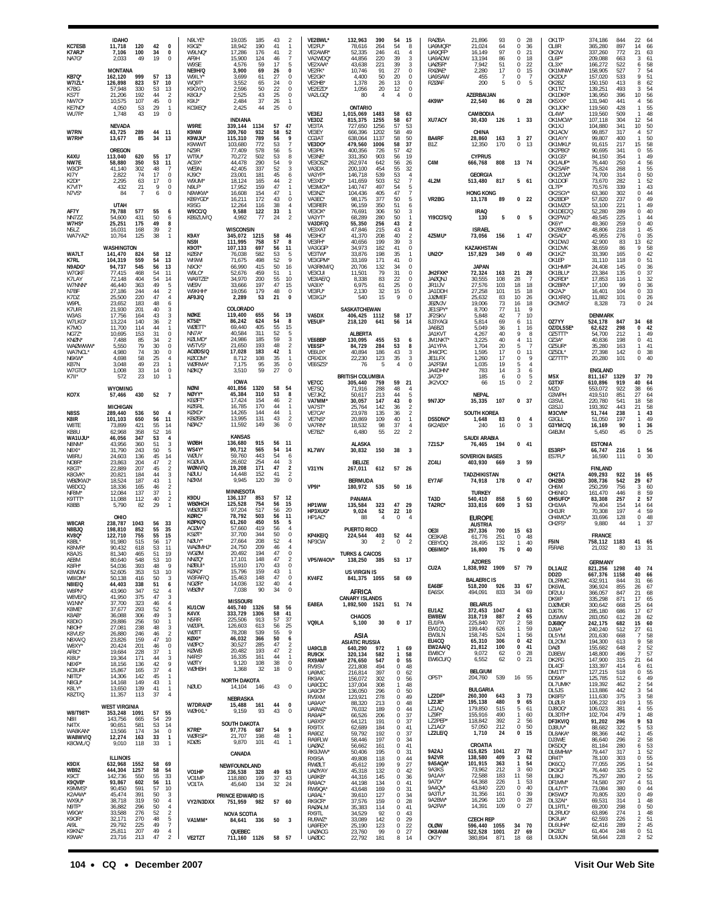| Call | Score | QSOs | Zones | Countries |
|---|---|---|---|---|
| **IDAHO** | | | | |
| KC7ESB | 11,718 | 120 | 42 | 0 |
| K7ARJ* | 7,106 | 100 | 34 | 0 |
| NA7G* | 2,033 | 49 | 19 | 0 |
| **MONTANA** | | | | |
| KB7Q* | 162,120 | 999 | 57 | 13 |
| W7IZL* | 126,898 | 823 | 57 | 10 |
| K7BG | 57,948 | 330 | 53 | 13 |
| KS7T | 21,206 | 192 | 44 | 2 |
| NW7O* | 10,575 | 107 | 45 | 0 |
| KE7NO* | 4,050 | 53 | 29 | 1 |
| WU7R* | 1,748 | 43 | 19 | 0 |
| **NEVADA** | | | | |
| W7RN | 43,725 | 289 | 44 | 11 |
| W7RH* | 13,677 | 85 | 34 | 13 |
| **OREGON** | | | | |
| K4XU | 113,040 | 620 | 55 | 17 |
| NW7E | 58,880 | 350 | 53 | 11 |
| W3CP* | 41,140 | 302 | 48 | 7 |
| KI7Y | 2,822 | 74 | 17 | 0 |
| K2DI* | 2,295 | 63 | 17 | 0 |
| K7VIT* | 432 | 21 | 9 | 0 |
| N7VS* | 84 | 7 | 6 | 0 |
| **UTAH** | | | | |
| AF7Y | 79,788 | 577 | 55 | 6 |
| NN7ZZ | 54,600 | 431 | 50 | 6 |
| W7HS* | 25,251 | 175 | 49 | 8 |
| N5LZ | 16,031 | 168 | 39 | 2 |
| WA7YAZ* | 10,764 | 125 | 38 | 1 |
| **WASHINGTON** | | | | |
| WA7LT | 141,470 | 824 | 58 | 12 |
| K7RL | 104,319 | 559 | 54 | 13 |
| N9ADG* | 94,737 | 545 | 56 | 13 |
| W7GKF | 77,415 | 468 | 54 | 11 |
| K7LAY | 72,148 | 404 | 54 | 14 |
| W7NNN* | 46,440 | 363 | 49 | 5 |
| N7BF | 27,186 | 244 | 44 | 2 |
| K7DZ | 25,500 | 220 | 47 | 4 |
| W9PL | 23,652 | 183 | 48 | 6 |
| K7UIR | 21,930 | 201 | 40 | 3 |
| W0AS | 17,756 | 164 | 43 | 3 |
| W7LKG* | 13,224 | 140 | 36 | 2 |
| K7MO | 11,700 | 114 | 44 | 1 |
| NG7Z* | 10,695 | 153 | 31 | 0 |
| KN0N* | 7,488 | 85 | 34 | 2 |
| WA0WWW* | 5,550 | 79 | 30 | 0 |
| WA7NCL* | 4,980 | 74 | 30 | 0 |
| N6KW* | 4,698 | 58 | 25 | 4 |
| KB7N | 3,048 | 49 | 23 | 1 |
| W7GTO* | 1,008 | 33 | 14 | 0 |
| K7II* | 572 | 23 | 10 | 1 |
| **WYOMING** | | | | |
| KO7X | 57,466 | 430 | 52 | 7 |
| **MICHIGAN** | | | | |
| N8SS | 289,440 | 536 | 50 | 4 |
| K8IR | 101,103 | 650 | 56 | 11 |
| W8TE | 73,899 | 421 | 55 | 14 |
| KB8U | 62,968 | 358 | 52 | 16 |
| WA1UJU* | 46,056 | 347 | 53 | 4 |
| N8NM* | 43,956 | 360 | 51 | 3 |
| N8XI* | 31,790 | 243 | 50 | 5 |
| W8RU | 24,603 | 136 | 45 | 14 |
| NO8R* | 23,863 | 204 | 47 | 2 |
| K8GT* | 22,889 | 207 | 45 | 2 |
| K8GVK* | 20,821 | 184 | 44 | 3 |
| WB0KWJ* | 18,524 | 187 | 43 | 1 |
| W8DCQ | 18,336 | 165 | 46 | 2 |
| NF8M* | 12,084 | 137 | 37 | 1 |
| K9TTT* | 11,088 | 112 | 40 | 2 |
| K8BB | 5,790 | 82 | 29 | 1 |
| **OHIO** | | | | |
| W8CAR | 238,787 | 1043 | 56 | 33 |
| N8BJQ | 198,810 | 852 | 55 | 35 |
| KV8Q* | 122,710 | 755 | 55 | 15 |
| K8BL* | 91,980 | 515 | 56 | 17 |
| K8NVR* | 90,432 | 618 | 53 | 11 |
| K8AJS | 81,340 | 465 | 51 | 19 |
| AE8M | 80,640 | 548 | 53 | 10 |
| K8FH* | 54,036 | 393 | 48 | 9 |
| K8WDN | 52,605 | 353 | 53 | 10 |
| W8IDM* | 50,138 | 416 | 50 | 3 |
| N8IEQ | 44,403 | 338 | 51 | 6 |
| W8PN* | 43,960 | 347 | 52 | 4 |
| W8VE/Q | 41,950 | 375 | 47 | 3 |
| W1NN* | 37,700 | 323 | 46 | 4 |
| K8ME* | 37,677 | 293 | 52 | 5 |
| K8AB* | 36,088 | 306 | 49 | 3 |
| K8DIO | 29,886 | 256 | 50 | 1 |
| N8OH* | 27,081 | 238 | 48 | 3 |
| K8VUS* | 26,880 | 246 | 46 | 2 |
| N8XA/Q | 23,826 | 159 | 47 | 10 |
| W8XY* | 20,424 | 201 | 46 | 0 |
| AF8C* | 19,684 | 228 | 37 | 1 |
| KI8U* | 19,364 | 171 | 44 | 3 |
| N8XP* | 18,156 | 136 | 42 | 9 |
| KC8UR* | 15,867 | 165 | 37 | 4 |
| N8TD* | 14,306 | 142 | 45 | 1 |
| N8GU* | 14,168 | 149 | 43 | 1 |
| K8LY* | 13,650 | 139 | 41 | 1 |
| K8ZT/Q | 11,357 | 113 | 37 | 4 |
| **WEST VIRGINIA** | | | | |
| W8/T98T* | 353,248 | 1091 | 57 | 55 |
| N8II | 143,756 | 665 | 54 | 29 |
| N4TX | 90,651 | 581 | 53 | 14 |
| WA8KAN* | 13,566 | 174 | 34 | 0 |
| WA8WV/Q | 12,274 | 163 | 33 | 1 |
| K8OWL/Q | 9,010 | 118 | 33 | 1 |
| **ILLINOIS** | | | | |
| K9DX | 632,968 | 1552 | 58 | 69 |
| WB9Z | 444,304 | 1257 | 58 | 54 |
| K9CT | 142,736 | 550 | 55 | 33 |
| K9QVB* | 93,867 | 602 | 56 | 11 |
| K9MMS* | 90,450 | 591 | 57 | 10 |
| K2AAW* | 45,474 | 391 | 50 | 3 |
| WX9U* | 38,718 | 319 | 50 | 4 |
| N9TP* | 36,882 | 296 | 50 | 4 |
| W9OA* | 33,588 | 276 | 52 | 2 |
| K9OR* | 32,171 | 270 | 48 | 5 |
| AI9L | 29,792 | 225 | 49 | 7 |
| K9KNZ* | 25,811 | 207 | 49 | 4 |
| K9WA* | 23,716 | 213 | 47 | 2 |
| N9LYE* | 19,035 | 185 | 43 | 2 |
| K9OZ* | 18,942 | 190 | 41 | 1 |
| W9LNQ* | 17,286 | 176 | 41 | 2 |
| AF9H | 15,900 | 124 | 46 | 7 |
| W9SE | 4,576 | 59 | 17 | 5 |
| NE9H/Q | 3,900 | 69 | 26 | 0 |
| W9ILY* | 3,699 | 61 | 27 | 0 |
| WQ9T* | 3,552 | 65 | 24 | 0 |
| K9GY/Q | 2,596 | 50 | 22 | 0 |
| K8GU* | 2,525 | 43 | 25 | 0 |
| K9IJ* | 2,484 | 37 | 26 | 1 |
| KC9IEQ* | 2,425 | 44 | 25 | 0 |
| **INDIANA** | | | | |
| W9RE | 339,134 | 1134 | 57 | 47 |
| K9NW | 309,760 | 932 | 58 | 52 |
| K9WJU* | 115,310 | 789 | 56 | 9 |
| K9WWT | 103,680 | 772 | 53 | 7 |
| NZ9R | 77,409 | 578 | 56 | 5 |
| WT9U* | 70,272 | 502 | 53 | 8 |
| AC9X* | 44,478 | 290 | 54 | 9 |
| WE9N | 42,405 | 337 | 52 | 3 |
| KJ9C* | 23,001 | 181 | 45 | 6 |
| W9UM* | 18,124 | 165 | 44 | 2 |
| N9UP* | 17,952 | 159 | 47 | 1 |
| N9WKW* | 16,608 | 154 | 47 | 1 |
| KB9YGD* | 16,211 | 172 | 43 | 0 |
| K9SG | 12,264 | 116 | 38 | 4 |
| W9CC/Q | 9,588 | 122 | 33 | 1 |
| KB9ZUV/Q | 4,992 | 77 | 24 | 2 |
| **WISCONSIN** | | | | |
| K9AY | 345,072 | 1215 | 58 | 46 |
| NS9I | 111,995 | 758 | 57 | 8 |
| K9OT* | 107,133 | 697 | 56 | 11 |
| KØSN* | 76,038 | 582 | 53 | 5 |
| WI9WI | 71,675 | 498 | 52 | 9 |
| N9CK* | 66,990 | 415 | 50 | 16 |
| W9LO* | 52,676 | 459 | 51 | 1 |
| WA9TZE* | 34,970 | 200 | 55 | 10 |
| WE9V | 33,666 | 197 | 47 | 15 |
| W9KHH* | 19,056 | 179 | 48 | 0 |
| AF9J/Q | 2,289 | 53 | 21 | 0 |
| **COLORADO** | | | | |
| NØKE | 119,400 | 655 | 56 | 19 |
| KT5E* | 86,242 | 624 | 54 | 8 |
| WØETT* | 69,440 | 405 | 55 | 15 |
| NN7A* | 40,584 | 311 | 52 | 5 |
| KØLMD* | 24,986 | 185 | 59 | 3 |
| W5TVS* | 21,650 | 193 | 48 | 2 |
| ACØDS/Q | 17,028 | 183 | 42 | 1 |
| KØCOM* | 8,712 | 108 | 35 | 1 |
| WØRMA* | 7,175 | 95 | 35 | 0 |
| NØKQ* | 3,510 | 59 | 27 | 0 |
| **IOWA** | | | | |
| NØNI | 401,856 | 1320 | 58 | 54 |
| NØYY* | 45,384 | 310 | 53 | 8 |
| KEØFT* | 17,424 | 154 | 46 | 2 |
| KØSRL | 16,785 | 170 | 44 | 1 |
| KØKD* | 14,265 | 144 | 44 | 1 |
| KBØSK* | 13,995 | 131 | 43 | 2 |
| NØAC* | 11,592 | 149 | 36 | 0 |
| **KANSAS** | | | | |
| WØBH | 136,680 | 915 | 56 | 11 |
| WS4Y* | 90,712 | 565 | 54 | 14 |
| WØUY | 59,760 | 443 | 54 | 6 |
| KGØUA | 26,602 | 254 | 44 | 3 |
| WØNV/Q | 19,208 | 171 | 47 | 2 |
| NØUU | 14,448 | 152 | 41 | 2 |
| NØXM | 9,945 | 120 | 39 | 0 |
| **MINNESOTA** | | | | |
| K9DU | 136,137 | 853 | 57 | 12 |
| WBØHCH | 125,528 | 754 | 56 | 15 |
| WBØOFF | 97,204 | 517 | 56 | 20 |
| KØRC* | 78,792 | 503 | 56 | 11 |
| KØPK/Q | 61,260 | 450 | 55 | 5 |
| ACØW* | 57,660 | 419 | 56 | 4 |
| KSØT* | 37,700 | 344 | 50 | 0 |
| NØUY* | 27,664 | 208 | 52 | 4 |
| WAØMHJ* | 24,750 | 209 | 46 | 4 |
| WGØM | 20,492 | 194 | 47 | 0 |
| NNØQ* | 17,101 | 148 | 47 | 2 |
| NØBUI* | 15,910 | 170 | 43 | 0 |
| KØAD* | 15,796 | 159 | 43 | 1 |
| W3FAF/Q | 15,463 | 148 | 47 | 0 |
| NGØR* | 14,036 | 132 | 40 | 4 |
| WBØN* | 7,038 | 90 | 34 | 0 |
| **MISSOURI** | | | | |
| KU1CW | 445,740 | 1326 | 58 | 56 |
| K4VX | 333,729 | 1306 | 58 | 41 |
| N5RR | 225,506 | 913 | 57 | 37 |
| WØJPL | 126,603 | 613 | 56 | 25 |
| WØTT | 78,208 | 539 | 55 | 9 |
| KØXI* | 46,032 | 366 | 50 | 6 |
| WØPC* | 30,527 | 285 | 47 | 2 |
| KØWB | 20,482 | 193 | 47 | 2 |
| N4RS* | 16,335 | 161 | 44 | 1 |
| WØTY | 9,120 | 108 | 38 | 0 |
| WØHBH | 1,368 | 32 | 18 | 0 |
| **NORTH DAKOTA** | | | | |
| NØUD | 14,104 | 146 | 43 | 0 |
| **NEBRASKA** | | | | |
| W7DRA/Ø* | 15,488 | 161 | 44 | 0 |
| WØHXL* | 9,159 | 93 | 43 | 0 |
| **SOUTH DAKOTA** | | | | |
| K7RE* | 97,776 | 687 | 54 | 9 |
| WØRSP* | 21,707 | 198 | 48 | 1 |
| KDØS | 9,870 | 101 | 41 | 1 |
| **CANADA** | | | | |
| **NEWFOUNDLAND** | | | | |
| VO1HP | 236,538 | 328 | 49 | 53 |
| VO1MP | 118,880 | 199 | 37 | 43 |
| VO1TA | 45,640 | 134 | 32 | 24 |
| **PRINCE EDWARD IS** | | | | |
| VY2/N3DXX | 751,959 | 982 | 57 | 60 |
| **NOVA SCOTIA** | | | | |
| VA1MM* | 84,641 | 336 | 50 | 3 |
| **QUEBEC** | | | | |
| VE2TZT | 711,160 | 1126 | 58 | 57 |
| VE2BWL* | 132,963 | 390 | 54 | 15 |
| VE2FU* | 78,616 | 264 | 54 | 8 |
| VE2AWR* | 52,335 | 246 | 41 | 4 |
| VA2WDQ* | 44,856 | 220 | 39 | 3 |
| VE2XAA* | 43,638 | 221 | 39 | 3 |
| VE2FK* | 10,746 | 91 | 27 | 0 |
| VE2GK* | 4,400 | 50 | 20 | 0 |
| VE2HBI* | 1,378 | 26 | 13 | 0 |
| VE2EZD* | 1,056 | 20 | 12 | 0 |
| VA2LGQ* | 80 | 4 | 4 | 0 |
| **ONTARIO** | | | | |
| VE3EJ | 1,015,069 | 1483 | 58 | 63 |
| VE3DZ | 815,375 | 1255 | 58 | 67 |
| VE3TA | 727,650 | 1256 | 57 | 53 |
| VE3EY | 666,396 | 1202 | 58 | 49 |
| CG3AT | 638,064 | 1137 | 58 | 50 |
| VE3DO* | 479,560 | 1006 | 58 | 37 |
| VE3PN | 400,356 | 726 | 57 | 42 |
| VE3NE* | 331,350 | 903 | 56 | 19 |
| VE3OSZ* | 262,974 | 642 | 56 | 26 |
| VA3DX | 200,100 | 454 | 55 | 32 |
| VA3YP* | 146,718 | 539 | 53 | 4 |
| VE3XD* | 141,659 | 503 | 52 | 7 |
| VE3MGY* | 140,747 | 497 | 54 | 5 |
| VE3NZ* | 104,436 | 405 | 47 | 7 |
| VA3EC* | 98,175 | 377 | 50 | 5 |
| VE3RER | 96,159 | 350 | 51 | 6 |
| VE3OX* | 76,691 | 306 | 50 | 3 |
| VA3YT* | 68,289 | 280 | 50 | 1 |
| VA3DF/Q | 55,350 | 256 | 43 | 2 |
| VE3XAT | 47,846 | 215 | 43 | 4 |
| VE3HG* | 41,370 | 208 | 40 | 2 |
| VE3FH* | 40,656 | 199 | 39 | 3 |
| VA3GGP* | 34,973 | 182 | 41 | 0 |
| VE3TW* | 33,876 | 198 | 35 | 1 |
| VE3GPM* | 33,169 | 171 | 41 | 0 |
| VA3RKM/Q | 20,706 | 132 | 34 | 0 |
| VE3OJI | 11,501 | 79 | 31 | 0 |
| VE3IAE/Q | 8,338 | 83 | 22 | 0 |
| VA3IX* | 6,975 | 61 | 25 | 0 |
| VE3FU* | 2,130 | 32 | 15 | 0 |
| VE3IGJ* | 540 | 15 | 9 | 0 |
| **SASKATCHEWAN** | | | | |
| VA5DX | 406,425 | 1112 | 58 | 17 |
| VE5UF* | 218,120 | 641 | 56 | 14 |
| **ALBERTA** | | | | |
| VE6BBP | 130,095 | 455 | 53 | 6 |
| VE6SF* | 84,729 | 284 | 53 | 8 |
| VE6UX* | 40,894 | 186 | 43 | 3 |
| CF6XDX | 22,230 | 123 | 35 | 3 |
| VE6SZS* | 76 | 5 | 4 | 0 |
| **BRITISH COLUMBIA** | | | | |
| VE7CC | 305,440 | 759 | 59 | 21 |
| VE7SQ | 71,916 | 288 | 48 | 4 |
| VE7JKZ | 50,617 | 213 | 44 | 5 |
| VA7MM* | 30,057 | 147 | 43 | 0 |
| VA7ST* | 25,764 | 142 | 36 | 2 |
| VE7CA* | 23,978 | 135 | 36 | 2 |
| VE7NS* | 20,869 | 109 | 40 | 1 |
| VA7RN* | 18,532 | 98 | 37 | 4 |
| VE7BZ* | 6,480 | 55 | 22 | 2 |
| **ALASKA** | | | | |
| KL7WV | 30,832 | 150 | 38 | 3 |
| **BELIZE** | | | | |
| V31YN | 267,011 | 612 | 57 | 26 |
| **BERMUDA** | | | | |
| VP9I* | 180,972 | 535 | 50 | 16 |
| **PANAMA** | | | | |
| HP1WW | 135,584 | 323 | 47 | 29 |
| HP3XUG* | 9,024 | 52 | 22 | 10 |
| HP1AC* | 88 | 4 | 0 | 4 |
| **PUERTO RICO** | | | | |
| KP4KE/Q | 224,544 | 403 | 52 | 44 |
| NP3CW | 30 | 2 | 0 | 2 |
| **TURKS & CAICOS** | | | | |
| VP5/W4OV* | 138,250 | 385 | 53 | 17 |
| **US VIRGIN IS** | | | | |
| KV4FZ | 841,375 | 1055 | 58 | 69 |
| **AFRICA** | | | | |
| **CANARY ISLANDS** | | | | |
| EA8EA | 1,892,500 | 1521 | 51 | 74 |
| **CHAGOS** | | | | |
| VQ9LA | 5,100 | 30 | 0 | 17 |
| **ASIA** | | | | |
| **ASIATIC RUSSIA** | | | | |
| UA9CLB | 640,290 | 972 | 1 | 69 |
| RU9CK | 320,134 | 582 | 1 | 58 |
| RX9AM* | 276,650 | 547 | 0 | 55 |
| RV9SV | 221,808 | 494 | 0 | 48 |
| UA9MC | 216,814 | 397 | 0 | 62 |
| RK9AX | 156,072 | 302 | 0 | 56 |
| UA9ODC | 137,004 | 308 | 1 | 48 |
| UA9CR* | 136,050 | 296 | 0 | 50 |
| RV9XM | 123,921 | 278 | 0 | 49 |
| UA9AX* | 88,320 | 213 | 0 | 48 |
| UA9WZ* | 76,032 | 189 | 0 | 44 |
| RA9AP* | 66,526 | 206 | 0 | 37 |
| UA9XS* | 64,121 | 191 | 0 | 37 |
| RX9TX | 62,689 | 184 | 0 | 41 |
| RA9DZ | 59,792 | 192 | 0 | 37 |
| RA9FLW | 58,446 | 197 | 0 | 34 |
| UA0AZ | 56,662 | 161 | 0 | 41 |
| RK9JWW* | 50,406 | 195 | 0 | 31 |
| RX9SA | 49,808 | 118 | 0 | 44 |
| RWØLT | 45,612 | 199 | 9 | 27 |
| UAØYAY | 45,318 | 132 | 0 | 42 |
| UA9KB* | 44,316 | 145 | 0 | 36 |
| RA9AC* | 44,198 | 134 | 0 | 41 |
| RV9QA* | 43,648 | 169 | 0 | 31 |
| UA9AL* | 39,610 | 127 | 0 | 34 |
| RK9CR* | 37,576 | 159 | 0 | 28 |
| RAØALM | 35,383 | 114 | 0 | 41 |
| RX9TL | 34,529 | 92 | 0 | 43 |
| RU9WZ* | 33,089 | 142 | 0 | 29 |
| UA9FEX* | 25,190 | 123 | 0 | 22 |
| UAØAGG | 23,760 | 99 | 0 | 27 |
| UAØDC | 22,792 | 181 | 8 | 14 |
| RAØBA | 21,896 | 93 | 0 | 28 |
| UA9MQR* | 21,024 | 64 | 0 | 36 |
| UA9QFP* | 16,149 | 97 | 0 | 21 |
| UA9ADW | 13,194 | 86 | 0 | 18 |
| UAØSR* | 7,942 | 51 | 0 | 22 |
| RXØAE* | 2,280 | 17 | 0 | 15 |
| UA9SAW | 455 | 7 | 0 | 7 |
| RZØAF | 200 | 5 | 0 | 5 |
| **AZERBAIJAN** | | | | |
| 4K9W* | 22,540 | 86 | 0 | 28 |
| **CAMBODIA** | | | | |
| XU7ACY | 30,430 | 126 | 1 | 33 |
| **CHINA** | | | | |
| BA4RF | 28,860 | 163 | 3 | 27 |
| B1Z | 12,350 | 170 | 0 | 13 |
| **CYPRUS** | | | | |
| C4M | 666,768 | 808 | 13 | 74 |
| **GEORGIA** | | | | |
| 4L2M | 513,480 | 817 | 5 | 61 |
| **HONG KONG** | | | | |
| VR2BG | 13,178 | 89 | 0 | 22 |
| **IRAQ** | | | | |
| YI9CC/5/Q | 130 | 5 | 0 | 5 |
| **ISRAEL** | | | | |
| 4Z5MU* | 73,056 | 156 | 1 | 47 |
| **KAZAKHSTAN** | | | | |
| UN2O* | 157,829 | 349 | 0 | 49 |
| **JAPAN** | | | | |
| JH2FXK* | 72,324 | 163 | 21 | 28 |
| JAØQNJ | 30,555 | 108 | 28 | 7 |
| JR1IJV | 27,576 | 103 | 18 | 18 |
| JA1DDH | 27,258 | 101 | 15 | 18 |
| JJØMEF | 25,632 | 83 | 10 | 26 |
| JEØVJV | 19,006 | 73 | 16 | 18 |
| JE1SPY* | 8,700 | 77 | 11 | 9 |
| JF2SKV | 5,848 | 42 | 7 | 10 |
| 8J3YAGI | 5,814 | 69 | 6 | 11 |
| JA6BZI | 5,049 | 36 | 1 | 16 |
| JA1KVT | 4,267 | 40 | 9 | 8 |
| JM1NKT* | 3,225 | 40 | 4 | 11 |
| JA1YPA | 1,704 | 20 | 5 | 7 |
| JH4CPC | 1,595 | 17 | 0 | 11 |
| JE1LFX | 1,260 | 17 | 0 | 9 |
| JA2FSM | 1,035 | 19 | 5 | 4 |
| JA4DHN* | 783 | 14 | 3 | 6 |
| JA7ZP | 185 | 6 | 0 | 5 |
| JK2VOC* | 66 | 15 | 0 | 2 |
| **NEPAL** | | | | |
| 9N7JO* | 35,335 | 107 | 0 | 37 |
| **SOUTH KOREA** | | | | |
| DS5DNO* | 1,648 | 83 | 0 | 4 |
| 6K2ABX* | 240 | 16 | 0 | 3 |
| **SAUDI ARABIA** | | | | |
| 7Z1SJ* | 76,465 | 194 | 0 | 41 |
| **SOVERIGN BASES** | | | | |
| ZC4LI | 403,930 | 669 | 3 | 59 |
| **TADZHIKISTAN** | | | | |
| EY7AF | 74,918 | 178 | 0 | 47 |
| **TURKEY** | | | | |
| TA3D | 540,410 | 858 | 5 | 60 |
| TA2RC* | 333,816 | 609 | 3 | 53 |
| **EUROPE** | | | | |
| **AUSTRIA** | | | | |
| OE3I | 297,336 | 700 | 15 | 63 |
| OE3KAB | 61,776 | 251 | 0 | 48 |
| OE8YDQ | 28,495 | 132 | 1 | 40 |
| OE6IMD* | 16,800 | 75 | 0 | 40 |
| **AZORES** | | | | |
| CU2A | 1,838,992 | 1909 | 57 | 79 |
| **BALEARIC IS** | | | | |
| EA6BF | 518,200 | 926 | 33 | 67 |
| EA6SX | 494,091 | 833 | 34 | 69 |
| **BELARUS** | | | | |
| EU1AZ | 372,453 | 1047 | 4 | 63 |
| EW8EW | 318,719 | 887 | 2 | 65 |
| EU1PA | 225,840 | 707 | 2 | 58 |
| EW1CQ | 199,440 | 626 | 1 | 59 |
| EW3LN | 158,745 | 524 | 1 | 56 |
| EU4CQ | 65,310 | 306 | 0 | 42 |
| EW2AA/Q | 21,812 | 100 | 0 | 41 |
| EW8CY | 9,072 | 62 | 0 | 28 |
| EW6CU/Q | 6,552 | 62 | 0 | 21 |
| **BELGIUM** | | | | |
| OP5T* | 204,760 | 539 | 16 | 55 |
| **BULGARIA** | | | | |
| LZ2DF* | 260,300 | 643 | 3 | 73 |
| LZ2JE* | 195,138 | 480 | 9 | 65 |
| LZ1AQ | 179,850 | 515 | 5 | 61 |
| LZ9R* | 155,916 | 490 | 1 | 60 |
| LZ2PEP* | 118,842 | 392 | 2 | 56 |
| LZ1AG* | 57,050 | 212 | 0 | 50 |
| LZ2LE/Q | 1,710 | 24 | 0 | 15 |
| **CROATIA** | | | | |
| 9A2AJ | 615,825 | 1041 | 27 | 78 |
| 9A2VR | 138,580 | 409 | 3 | 62 |
| 9A5AQA* | 101,915 | 363 | 1 | 54 |
| 9A3KS | 73,962 | 212 | 3 | 60 |
| 9A1AA* | 72,588 | 183 | 11 | 58 |
| 9A7D* | 64,368 | 226 | 1 | 53 |
| 9A4QV* | 43,840 | 220 | 0 | 40 |
| 9A3TU* | 31,356 | 161 | 0 | 39 |
| 9A2BW* | 16,296 | 120 | 0 | 28 |
| 9A2FW* | 14,391 | 109 | 0 | 27 |
| **CZECH REP** | | | | |
| OLØW | 596,440 | 1055 | 34 | 70 |
| OK8ANM | 522,528 | 1001 | 27 | 69 |
| OK7Y | 380,894 | 871 | 18 | 68 |
| OK1TP | 374,184 | 844 | 22 | 64 |
| OL8R | 365,280 | 897 | 14 | 66 |
| OK2W | 337,260 | 772 | 21 | 63 |
| OL6P* | 209,088 | 663 | 3 | 61 |
| OL3X* | 166,272 | 522 | 6 | 58 |
| OK1MNW* | 158,905 | 527 | 7 | 54 |
| OK2DU* | 157,020 | 533 | 9 | 51 |
| OK2BZ | 150,150 | 413 | 8 | 62 |
| OK1TC* | 139,251 | 493 | 3 | 54 |
| OK1DKR* | 136,950 | 396 | 10 | 56 |
| OK5XX* | 131,940 | 441 | 4 | 56 |
| OK1JOK* | 119,560 | 428 | 1 | 55 |
| OL4W* | 119,560 | 509 | 1 | 48 |
| OK1MCW* | 107,118 | 304 | 12 | 54 |
| OK1XJ | 104,880 | 341 | 10 | 50 |
| OK1AOV | 99,857 | 317 | 4 | 57 |
| OK1AYY | 99,807 | 400 | 1 | 50 |
| OK1MKU* | 91,615 | 217 | 15 | 58 |
| OK2PBG* | 90,695 | 341 | 0 | 55 |
| OK1GS* | 84,150 | 354 | 1 | 49 |
| OK1AUP* | 76,440 | 250 | 4 | 56 |
| OK2SAR* | 75,824 | 268 | 1 | 55 |
| OK1ZCW* | 74,700 | 314 | 0 | 50 |
| OK1DOF | 73,670 | 282 | 1 | 52 |
| OL7P* | 70,576 | 339 | 1 | 43 |
| OK2SGY* | 63,360 | 302 | 0 | 44 |
| OK2BDF* | 57,820 | 237 | 0 | 49 |
| OK1MZO* | 53,100 | 221 | 1 | 49 |
| OK1DEC/Q | 52,280 | 289 | 0 | 40 |
| OK2PWJ* | 49,545 | 225 | 1 | 44 |
| OK6Y* | 49,360 | 259 | 0 | 40 |
| OK2BWC* | 48,806 | 218 | 1 | 45 |
| OK5AD* | 45,955 | 276 | 0 | 35 |
| OK1DWJ | 42,900 | 83 | 13 | 62 |
| OK1DVK | 38,659 | 86 | 9 | 58 |
| OK1KZ* | 33,390 | 165 | 0 | 42 |
| OK1EP | 31,110 | 118 | 0 | 51 |
| OK1HMP* | 24,408 | 145 | 0 | 36 |
| OK1BLU* | 23,384 | 135 | 0 | 37 |
| OK2RDI* | 17,853 | 116 | 1 | 32 |
| OK2BRV* | 17,100 | 99 | 0 | 36 |
| OK2AJ* | 16,401 | 104 | 0 | 33 |
| OK1XR/Q | 11,892 | 101 | 0 | 26 |
| OK2MIG* | 8,328 | 73 | 0 | 24 |
| **DENMARK** | | | | |
| OZ7YY | 524,178 | 847 | 34 | 68 |
| OZ/DL5SE* | 62,622 | 298 | 0 | 42 |
| OZ5TTT* | 54,700 | 212 | 1 | 49 |
| OZ3A* | 40,836 | 198 | 0 | 41 |
| OZ5UR* | 35,280 | 163 | 1 | 41 |
| OZ5DL* | 27,398 | 142 | 0 | 38 |
| OZ7TTT* | 20,280 | 101 | 0 | 40 |
| **ENGLAND** | | | | |
| M5X | 811,167 | 1329 | 37 | 70 |
| G3TXF | 610,896 | 919 | 40 | 64 |
| M2D | 553,072 | 922 | 38 | 66 |
| G3WPH | 419,510 | 851 | 27 | 64 |
| G3SXL | 220,780 | 541 | 18 | 58 |
| G3SJJ | 193,392 | 443 | 21 | 58 |
| M3CVN* | 51,744 | 238 | 1 | 43 |
| G3GLL | 51,050 | 197 | 1 | 49 |
| G3YMC/Q | 16,169 | 90 | 1 | 36 |
| G4BJM | 5,450 | 45 | 0 | 25 |
| **ESTONIA** | | | | |
| ES3RF* | 66,747 | 216 | 1 | 56 |
| ES7FU* | 16,590 | 111 | 0 | 30 |
| **FINLAND** | | | | |
| OH2TA | 409,293 | 922 | 16 | 65 |
| OH2BO | 308,736 | 542 | 29 | 67 |
| OH6M | 250,299 | 756 | 3 | 60 |
| OH6NIO | 161,470 | 446 | 8 | 59 |
| OH5UFO* | 83,308 | 257 | 2 | 57 |
| OH1MA | 79,404 | 154 | 14 | 64 |
| OH3JR | 70,308 | 197 | 4 | 59 |
| OH4MCV* | 33,696 | 128 | 0 | 48 |
| OH2FS* | 9,880 | 44 | 1 | 37 |
| **FRANCE** | | | | |
| F5IN | 758,112 | 1183 | 41 | 65 |
| F5RAB | 21,032 | 80 | 13 | 31 |
| **GERMANY** | | | | |
| DL1AUZ | 821,256 | 1298 | 40 | 74 |
| DD2D | 667,376 | 1158 | 40 | 66 |
| DL2RMC | 432,911 | 844 | 31 | 66 |
| DK6WL | 396,924 | 855 | 26 | 67 |
| DF2UU | 366,057 | 847 | 21 | 68 |
| DK9IP | 335,298 | 871 | 17 | 65 |
| DJØMDR | 300,642 | 668 | 25 | 64 |
| DJ6TK | 285,180 | 686 | 17 | 67 |
| DJ5MW | 283,050 | 612 | 28 | 62 |
| DJ6BQ* | 242,175 | 682 | 15 | 60 |
| DJ9A* | 240,240 | 512 | 27 | 61 |
| DL5YM | 201,630 | 668 | 7 | 58 |
| DL2OM | 194,300 | 613 | 9 | 58 |
| DAØI | 155,662 | 648 | 2 | 52 |
| DJ8EW | 148,800 | 496 | 7 | 57 |
| DK2FG | 147,900 | 315 | 21 | 64 |
| DL4GF | 133,397 | 414 | 6 | 61 |
| DM1TT* | 127,215 | 518 | 0 | 55 |
| DD5M* | 125,785 | 512 | 6 | 49 |
| DL7UMK* | 119,392 | 462 | 2 | 54 |
| DL5JS | 113,886 | 442 | 3 | 54 |
| DK8FS* | 111,630 | 375 | 3 | 58 |
| DLØLR | 106,232 | 419 | 1 | 55 |
| DJ8OG* | 106,023 | 381 | 4 | 55 |
| DL3DTH* | 102,704 | 479 | 1 | 48 |
| DF3KV/Q | 91,202 | 296 | 9 | 53 |
| DJ8UV* | 88,682 | 322 | 5 | 53 |
| DL8AKA* | 88,366 | 442 | 1 | 45 |
| DJ3WE | 86,640 | 296 | 2 | 58 |
| DK5DQ* | 81,184 | 280 | 6 | 53 |
| DL6MHW* | 79,497 | 317 | 1 | 52 |
| DR4T* | 78,100 | 303 | 0 | 55 |
| DK6CQ | 77,055 | 295 | 1 | 54 |
| DK3GI* | 76,440 | 325 | 0 | 52 |
| DL8KJ | 75,297 | 280 | 2 | 55 |
| DF1MM* | 74,580 | 297 | 4 | 51 |
| DL4JYT* | 73,084 | 380 | 0 | 44 |
| DK5WO* | 70,805 | 320 | 0 | 49 |
| DL3ZAI* | 69,531 | 314 | 1 | 48 |
| DL1RTL* | 69,200 | 298 | 0 | 50 |
| DL2RUG* | 63,896 | 274 | 1 | 48 |
| DK3UA* | 62,593 | 226 | 2 | 51 |
| DL6UHA* | 62,416 | 289 | 2 | 45 |
| DK2BJ* | 61,404 | 248 | 0 | 51 |
| DL9JON | 58,644 | 228 | 2 | 52 |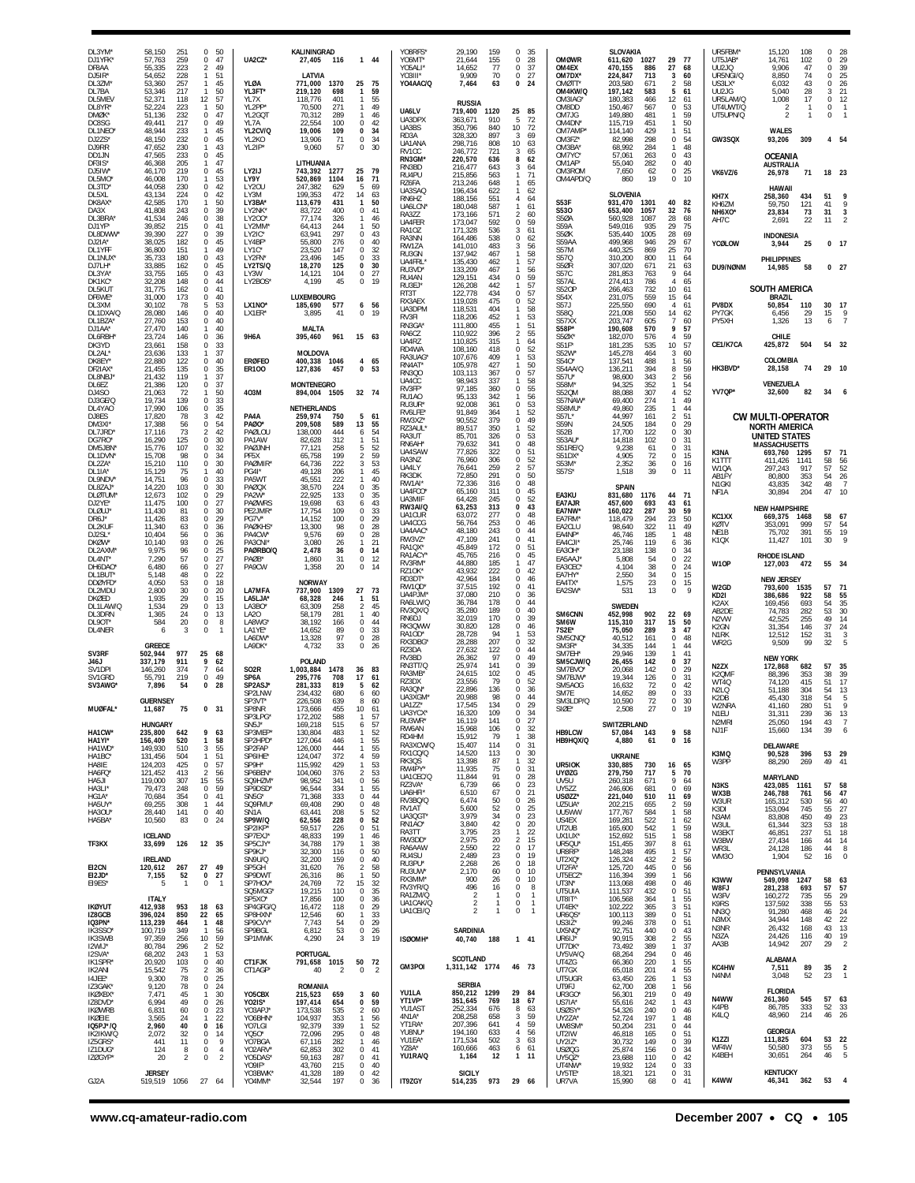DL3YM* 58,150 251 0 50
DJ1YFK* 57,763 259 0 47
DF8AA 55,335 223 2 49
DJ5IR* 54,652 228 1 51
DL3ZM* 53,360 257 1 45
DL7BA 53,346 217 1 50
DL5MEV 52,371 118 12 57
DL8YR* 52,224 223 1 50
DM9K* 51,136 232 0 47
DC8SG 49,441 217 0 49
DL1NEO* 48,944 233 1 45
DJ2ZS* 48,150 232 0 45
DJ9RR 47,652 230 1 43
DD1JN 47,565 233 0 45
DF8IS* 46,368 205 1 47
DJ5IW* 46,170 219 0 45
DL5MO* 46,008 170 1 53
DL3TD* 44,058 230 0 42
DL5XL 43,134 224 0 42
DK8AX* 42,585 170 1 50
DA3X 41,808 243 0 39
DL3BRA* 41,534 246 0 38
DJ1YP* 39,852 215 0 41
DL8DWW* 39,390 227 0 39
DJ2IA* 38,025 182 0 45
DL1YFF 36,800 151 1 49
DL1NUX* 35,733 180 0 43
DJ7LH* 33,885 162 0 45
DL3YA* 33,755 165 0 43
DK1KC* 32,208 148 0 44
DL5KUT 31,775 162 0 41
DF6WE* 31,000 173 0 40
DL3XM 30,102 78 5 53
DL1DXA/Q 28,080 146 0 40
DL1BZA* 27,760 153 0 40
DJ1AA* 27,470 140 1 40
DL6RBH* 23,724 146 0 36
DK3YD 23,661 158 0 33
DL2AL* 23,636 133 1 37
DK8EY* 22,880 122 0 40
DF2IAX* 21,455 135 0 35
DL8NBJ* 21,432 119 1 37
DL6EZ 21,386 120 0 37
DJ4SO 21,063 72 1 50
DJ3GE/Q 19,734 139 0 33
DL4YAO 17,990 106 0 35
DJ8ES 17,820 78 3 42
DM3XI* 17,388 56 0 54
DL7JRD* 17,116 73 2 42
DG7RO* 16,290 125 0 30
DM5JBN* 15,776 107 0 32
DL1DVN* 15,708 98 0 34
DL2ZA* 15,210 110 0 30
DL1IA* 15,129 75 1 40
DL9NDV* 14,751 96 0 33
DL8ZAJ* 14,200 103 0 30
DL0TUM* 12,673 102 0 29
DJ2YE* 11,475 100 0 27
DL0LU* 11,430 81 0 30
DF6J* 11,426 83 0 29
DL2KUF 11,340 63 0 36
DJ2SL* 10,404 56 0 36
DK2W* 10,140 93 0 26
DL2AXM* 9,975 96 0 25
DL4NT* 7,290 57 0 27
DH6DAO* 6,480 66 0 27
DL1BUT* 5,148 48 0 22
DO0YFD* 4,050 53 0 18
DL2MDU 2,800 30 0 20
DK2ED 1,935 29 0 15
DL1LAW/Q 1,534 29 0 13
DL3DRN 1,365 24 0 13
DL9OT* 584 20 0 8
DL4NER 6 3 0 1

**GREECE**
SV3RF 502,944 977 25 68
J46J 337,179 911 9 62
SV1DPI 146,260 374 7 64
SV1GRD 55,791 219 0 49
SV3AWG* 7,896 54 0 28

**GUERNSEY**
MU0FAL* 11,687 75 0 31

**HUNGARY**
HA1CW* 235,800 642 9 63
HA1YI* 156,409 520 1 58
HA1WD* 149,930 510 3 55
HA1BC* 131,456 504 1 51
HA8IE 124,203 425 0 57
HA6FQ* 121,452 413 2 56
HA5JI 119,000 307 15 55
HA3LI* 79,473 248 0 59
HG1A* 70,684 354 0 41
HA5UY* 69,255 308 1 44
HA3OU* 28,440 141 0 40
HA5BA* 10,560 83 0 24

**ICELAND**
TF3KX 33,699 126 12 35

**IRELAND**
EI2CN 120,612 267 27 49
EI2JD* 7,155 52 0 27
EI9ES* 5 1 0 1

**ITALY**
IK0YUT 412,938 953 18 63
IZ8GCB 396,024 850 22 65
IQ3PN* 113,239 464 1 48
IK3SSO* 100,719 349 1 56
IK3SWB 97,359 256 10 59
I2WIJ* 80,784 296 2 52
I2SVA* 68,202 243 1 53
IK1SPR* 20,920 103 0 40
IK2ANI 15,542 75 2 36
I4JEE* 9,300 78 0 25
IZ3GAK* 9,120 78 0 24
IK0XBX* 7,471 45 1 30
IZ8DVD* 6,994 49 0 26
IK0WRB 6,831 60 0 23
IK0BIE 3,565 24 1 22
IQ5PJ*/Q 2,960 40 0 16
IK2IKW/Q 2,072 32 0 14
IZ5GRS* 441 11 0 9
IZ1DUG* 124 8 0 4
IZ0GYP* 20 2 0 2

**JERSEY**
GJ2A 519,519 1056 27 64

UA2CZ* 27,405 116 1 44

**LATVIA**
YL0A 771,000 1370 25 75
YL3FT* 219,120 698 1 59
YL7X 118,776 401 1 55
YL2PP* 70,500 271 1 49
YL2GQT 70,312 289 1 46
YL7A 22,554 100 0 42
YL2CV/Q 19,006 109 0 34
YL2KO 13,906 71 0 34
YL2IP* 9,060 57 0 30

**LITHUANIA**
LY2IJ 743,392 1277 25 79
LY9Y 520,869 1104 16 71
LY2OU 247,382 629 5 69
LY3M 199,353 472 14 63
LY3BA* 113,679 431 1 50
LY2NK* 83,722 400 0 41
LY2OO* 77,174 326 1 46
LY2MM* 64,413 244 1 50
LY2IC* 63,941 297 0 43
LY4BP* 55,800 276 0 40
LY1C* 23,520 147 0 32
LY2FN* 23,496 145 0 33
LY2TS/Q 18,270 125 0 30
LY3W 14,121 104 0 27
LY2BOS* 4,199 45 0 19

**LUXEMBOURG**
LX1NO* 185,690 577 6 56
LX1ER* 3,895 41 0 19

**MALTA**
9H6A 395,460 961 15 63

**MOLDOVA**
ER0FEO 400,338 1046 4 65
ER1OO 127,836 457 0 53

**MONTENEGRO**
4O3M 894,004 1505 32 74

**NETHERLANDS**
PA4A 259,974 750 5 61
PA0O* 209,508 589 13 55
PA0LOU 138,000 444 6 54
PA1AW 82,628 312 1 51
PA0JNH 77,121 258 5 52
PF5X 65,758 199 2 59
PA0MIR* 64,736 222 3 53
PG4I* 49,128 206 1 45
PA5WT 45,551 222 1 40
PA0QX 38,570 224 0 35
PA2W* 22,925 133 0 35
PA0WRS 19,698 63 6 43
PE2JMR* 17,754 109 0 33
PG7V* 14,152 100 0 29
PA0KHS* 13,300 98 0 28
PA4OW* 9,576 69 0 28
PA3CNI* 3,080 26 1 21
PA0RBO/Q 2,478 36 0 14
PA0B* 1,860 31 0 12
PA9OW 1,358 20 0 14

**NORWAY**
LA7MFA 737,900 1309 27 73
LA5LJA* 68,328 246 1 51
LA3BO* 63,309 258 2 45
LA2O 58,179 281 1 40
LA8WG* 38,192 166 0 44
LA1YE* 14,652 89 0 33
LA6DW* 13,328 97 0 28
LA9DK* 4,732 33 0 26

**POLAND**
SO2R 1,003,884 1478 36 83
SP6A 295,776 708 17 61
SP2ASJ* 281,333 819 5 62
SP2LNW 234,432 680 6 60
SP3VT* 226,508 639 8 60
SP8NR 173,666 455 10 61
SP3LPG* 172,202 588 1 57
SN5J* 169,218 515 6 57
SP3MEP* 130,804 483 1 52
SP2HPD* 127,064 446 1 55
SP2FAP 126,000 444 1 55
SP6IHE* 124,047 372 4 59
SP9H* 115,992 429 1 53
SP6BEN* 104,060 376 2 53
SQ9HZM* 98,952 341 0 56
SP9DSD* 96,544 334 1 55
SN5G* 71,368 333 0 44
SQ9FMU* 69,408 290 0 48
SN1A 63,441 208 5 52
SP9W/Q 62,556 228 0 52
SP2IKP* 59,517 226 0 51
SP7EXJ* 48,833 199 1 46
SP5CJY* 34,789 179 1 38
SP9KJ* 32,300 150 0 40
SN9U/Q 32,200 159 0 40
SP5GH 31,620 76 2 58
SP9DWT 26,316 86 1 50
SP7HOV* 24,769 72 15 32
SQ5MGG* 19,215 110 0 35
SP5XO* 17,856 100 0 36
SP4GFG/Q 16,472 118 0 29
SP8HXN* 12,546 60 1 33
SP9CVY* 7,743 54 0 29
SP9BGL 6,812 53 0 26
SP1MWK 4,290 24 3 19

**PORTUGAL**
CT1FJK 791,658 1015 50 72
CT1AGF* 40 2 0 2

**ROMANIA**
YO5CBX 215,523 659 3 60
YO2IS* 197,414 654 0 59
YO8APJ* 173,538 535 2 60
YO6BHN* 104,937 353 1 56
YO7LGI 92,379 339 1 52
YO5O* 72,096 295 0 48
YO7BGA 67,116 282 1 46
YO2ARV* 62,853 302 0 41
YO5DAS* 59,163 287 0 41
YO8IP* 43,760 215 0 40
YO3BWK* 41,328 189 0 42
YO4MM* 32,544 197 0 36

YO8RFS* 29,190 159 0 35
YO6MT* 21,644 155 0 28
YO6ALI* 14,652 77 0 37
YO3III* 9,909 70 0 27
YO4AAC/Q 7,464 63 0 24

**RUSSIA**
UA6LV 719,400 1120 25 85
UA3DPX 363,671 910 5 72
UA3BS 350,796 840 10 72
RD3A 328,320 897 3 69
UA1ANA 298,716 808 10 63
RV1CC 246,772 721 3 65
RN3GM* 220,570 636 8 62
RN3BD 216,477 643 3 64
RU4PU 215,856 563 1 71
RZ6FA 213,246 648 1 65
UA3SAQ 196,434 622 1 62
RN6HZ 188,156 551 4 64
UA6LCN* 180,048 587 1 61
RA3ZZ 173,166 571 2 60
UA4FER 173,047 592 0 59
RA1QZ 171,328 536 3 61
RA3NN 164,486 538 0 62
RW1ZA 141,010 483 3 56
RU3GN 137,942 467 1 58
UA4FRL* 135,430 462 1 57
RU3VD* 133,209 467 1 56
RU4AN 129,151 434 0 59
RU3EI* 126,208 442 1 57
RT3T 122,778 434 0 57
RX3AEX 119,028 475 0 52
UA3DPM 118,531 404 1 58
RV3FI 118,206 452 1 53
RN3GA* 111,800 455 1 51
RA6CZ 110,922 396 2 55
UA4RZ 110,825 315 1 64
RD4WA 108,160 418 0 52
RA3UAG* 107,676 409 1 53
RN4AT* 105,978 427 1 50
RN3QO 103,113 367 0 57
UA4CC 98,943 337 1 58
RV3FP 97,185 360 0 55
RU1AO 95,133 342 1 56
RU3UR* 92,008 361 0 53
RV6LFE* 91,849 364 1 52
RW3XZ* 90,552 379 0 49
RZ3AUL* 89,517 350 1 52
RA3UT 85,701 326 0 53
RN6AH* 79,632 341 0 48
UA4SAW 77,826 322 0 51
RA3NZ 76,960 306 0 52
UA4LY 76,641 259 2 57
RK3DK 72,850 291 0 50
RW1AI* 72,336 316 0 48
UA4FCO* 65,160 311 0 45
UA3MIF 64,428 245 0 52
RW3AI/Q 63,253 313 0 43
UA1CUR 63,072 277 0 48
UA4CCG 56,764 253 0 46
UA4AAC* 48,180 243 0 44
RW3VZ* 47,109 241 0 41
RA1QX* 45,849 172 0 51
RA1ACY* 45,765 216 0 45
RV3RM* 44,880 185 1 47
RZ1OK* 43,932 222 0 42
RD3DT* 42,964 184 0 46
RW1QD* 37,515 192 0 41
UA4PJM* 37,080 210 0 36
RA6LW/Q 36,784 178 0 44
RV3QX/Q 35,280 189 0 40
RN6DJ 32,019 170 0 39
RK3QWW 30,820 128 0 46
RA1OD* 28,728 94 1 53
RX3DBG* 28,288 207 0 32
RZ3DA 27,632 122 0 44
RV3BD 26,362 97 0 49
RN3TT/Q 25,974 141 0 39
RA3MR* 24,615 102 0 45
RZ3DX 23,556 79 0 52
RA3QN* 22,896 136 0 36
UA3XGM* 20,988 98 0 44
UA1ZZ* 17,545 134 0 29
UA3YCX* 16,320 109 0 34
RU3WR* 16,119 141 0 27
RW6AN 15,968 106 0 32
RD4HM 15,912 79 1 38
RA3XCW/Q 15,407 114 0 31
RX1CQ/Q 14,520 113 0 30
RK3QS 13,398 87 1 32
RW4PY* 11,935 75 0 31
UA1CEC/Q 11,844 91 0 28
RZ3VA* 6,739 66 0 23
UA6HFI* 6,510 67 0 21
RV3BQ/Q 6,474 50 0 26
RV1AT 5,600 52 0 25
UA3QGT* 3,979 34 0 23
RN1AO* 3,840 42 0 20
RA3TT 3,795 23 1 22
RW3DD* 2,975 20 2 15
RA6AAW 2,550 22 0 17
RU4SU 2,489 23 0 19
RU3PU* 2,268 26 0 18
RU3UW* 2,170 60 0 10
RX3MM* 900 26 0 10
RV3YR/Q 496 16 0 8
RA1ZW/Q 2 1 0 1
UA1CAK/Q 2 1 0 1
UA1CEI/Q 2 1 0 1

**SARDINIA**
IS0OMH* 40,740 188 1 41

**SCOTLAND**
GM3POI 1,311,142 1774 46 73

**SERBIA**
YU1LA 850,212 1299 29 84
YT1VP* 351,645 769 18 67
YU1AST 252,334 676 8 63
4N1A* 208,258 658 3 59
YT1RA* 207,396 641 4 59
YU8NU* 194,160 633 4 56
YU1EA* 171,534 502 3 63
YZ8A* 160,666 463 6 61
YU1RA/Q 1,164 12 1 11

**SICILY**
IT9ZGY 514,235 973 29 66

**SLOVAKIA**
OM0WR 611,620 1027 29 77
OM4EX 470,155 886 27 68
OM7DX* 224,847 713 3 60
OM0TT* 203,580 671 2 58
OM4KW/Q 197,142 583 5 61
OM3IAG* 180,383 466 12 61
OM8DD 150,467 567 0 53
OM7JG 149,880 481 1 59
OM4DN* 115,719 451 1 50
OM7AMP* 114,140 429 1 51
OM3FZ* 82,998 298 0 54
OM3BA* 68,992 284 1 48
OM7YC* 57,061 263 0 43
OM1AP* 55,040 282 0 40
OM3ROM 7,650 62 0 25
OM4APD/Q 860 19 0 10

**SLOVENIA**
S53F 931,470 1301 40 82
S53O 653,400 1057 32 76
S50A 560,928 1087 28 68
S59A 549,016 935 29 75
S50K 535,440 1005 28 69
S59AA 499,968 946 29 67
S57M 440,325 869 25 70
S57Q 310,200 800 11 64
S50R 307,020 671 21 63
S57C 281,853 763 9 64
S57AL 274,413 786 4 65
S52OP 266,463 732 10 61
S54X 231,075 559 15 64
S57J 225,550 690 4 61
S58Q 221,008 550 14 62
S57XX 203,747 605 7 60
S58P* 190,608 570 9 57
S50X* 182,070 576 4 59
S51P* 181,235 535 10 57
S52W* 145,278 464 3 60
S54O* 137,541 488 1 56
S54AA/Q 136,211 394 8 59
S57U* 98,600 343 2 56
S58M* 94,325 352 1 54
S52QM 88,088 307 4 52
S57NAW* 69,400 274 1 49
S58MU* 49,860 235 1 44
S57L* 44,997 161 2 51
S59N 24,505 184 0 29
S52B 17,700 122 0 30
S53AU* 14,818 102 0 31
S51RE/Q 9,238 61 0 31
S51DX* 4,905 72 0 15
S53M* 2,352 36 0 16
S57S* 1,518 39 0 11

**SPAIN**
EA3KU 831,680 1176 44 71
EA7AJR 457,600 693 43 61
EA7NW* 160,022 287 30 59
EA7RM* 118,479 294 23 50
EA2CLU 98,640 322 11 49
EA4NP* 46,746 185 1 48
EA4CJI* 25,746 119 6 36
EA3OH* 23,188 138 0 34
EA5AAJ* 5,808 54 0 22
EA3CEC* 4,104 38 0 24
EA7HY* 2,550 34 0 15
EA4TX* 1,575 23 0 15
EA2SW* 531 13 0 9

**SWEDEN**
SM6CNN 452,998 902 22 69
SM6W 115,310 317 15 50
7S2E* 75,050 289 3 47
SM5CNQ* 40,512 161 0 48
SM3R* 34,335 144 1 44
SM7EH* 29,946 139 1 41
SM5CJW/Q 26,455 142 0 37
SM7BVO* 20,068 142 0 29
SM7BJW* 19,344 126 0 31
SM5AOG 16,632 72 0 42
SM7E 14,652 89 0 33
SM3LDP/Q 10,590 72 0 30
SI0E* 2,508 27 0 19

**SWITZERLAND**
HB9LCW 57,084 143 9 58
HB9HQX/Q 4,880 61 0 16

**UKRAINE**
UR5IOK 330,885 730 16 65
UY0ZG 279,750 717 5 70
UV5U 260,318 671 9 64
UY5ZZ 246,606 681 0 69
US0ZZ* 221,040 510 11 69
UZ5UA* 202,215 655 2 59
UU5WW 177,767 584 1 58
US4EX 169,281 522 1 62
UT2UB 165,600 542 1 59
UX1UX* 152,692 515 1 58
UR5QU* 151,455 397 8 61
UR8RF* 148,248 495 1 57
UT2XQ* 126,324 432 2 56
UT2FA* 125,720 445 0 56
UT5ECZ* 116,394 399 1 56
UT3N* 113,088 498 0 48
UT5UIA 111,537 432 0 51
UT8IT* 106,568 364 1 55
UT4EK* 102,222 365 3 51
UR6QS* 100,113 389 0 51
US3IZ* 99,246 378 0 51
UX5NQ* 92,751 440 0 43
UR6IJ* 90,915 308 2 55
UT7DK* 73,492 389 1 37
UY5VA/Q 68,264 294 0 46
UT4ZG 66,360 220 1 55
UT7GX 65,018 201 4 55
UT5UGR 63,450 226 1 53
UT9FJ 62,700 208 1 56
UR3GO* 56,301 219 0 49
US7IA* 55,616 242 1 43
US0SY* 54,326 240 0 46
UY2ZA* 52,724 197 1 48
UW8SM* 50,204 231 0 44
UT2IW 46,818 165 0 51
UY2IZ* 30,732 149 0 39
US0QG 25,874 156 0 34
UY5QZ* 23,688 110 0 42
UT4NW* 19,932 124 0 33
UY5TE* 18,321 121 0 31
UR7VA 15,990 68 0 41

UR5FBM* 15,120 108 0 28
UT5JAB* 14,761 102 0 29
UU2JQ 9,906 47 0 39
UR5NGI/Q 8,850 74 0 25
US3LX* 6,032 43 0 26
UU2JG 5,040 28 3 21
UR5LAM/Q 1,008 17 0 12
UT4UWT/Q 2 1 0 1
UT5UPN/Q 2 1 0 1

**WALES**
GW3SQX 93,206 309 4 54

**OCEANIA**

**AUSTRALIA**
VK6VZ/6 26,978 71 18 23

**HAWAII**
KH7X 258,360 434 51 9
KH6ZM 59,750 121 41 9
NH6XO* 23,834 73 31 3
AH7C 2,691 22 11 2

**INDONESIA**
YC0LOW 3,944 25 0 17

**PHILIPPINES**
DU9/N0NM 14,985 58 0 27

**SOUTH AMERICA**

**BRAZIL**
PV8DX 50,854 110 30 17
PY7GK 6,456 29 15 9
PY5XH 1,326 13 6 7

**CHILE**
CE1/K7CA 425,872 504 54 32

**COLOMBIA**
HK3BVD* 28,158 74 29 10

**VENEZUELA**
YV7QP* 32,600 82 34 6

## CW MULTI-OPERATOR

**NORTH AMERICA**

**UNITED STATES**

**MASSACHUSETTS**
K3NA 693,760 1295 57 71
K1TTT 411,426 1141 58 56
W1QA 297,243 917 57 52
AB1FY 80,800 353 54 26
N1GKI 43,835 342 48 7
NF1A 30,894 204 47 10

**NEW HAMPSHIRE**
KC1XX 669,375 1468 58 67
K0TV 353,091 999 57 54
NE1B 75,702 391 55 19
K1QX 11,427 101 30 9

**RHODE ISLAND**
W1OP 127,003 472 55 34

**NEW JERSEY**
W2GD 793,600 1535 57 71
KD2I 386,686 922 58 55
K2AX 169,456 693 54 35
AB2DE 74,783 282 53 30
N2VW 42,525 255 49 14
K2GN 31,354 146 37 24
N1RK 12,512 152 31 3
WR2G 9,509 99 32 5

**NEW YORK**
N2ZX 172,868 682 57 35
K2QMF 88,396 353 38 39
WT4Q 74,120 415 51 17
N2LQ 51,188 304 54 13
K2DB 45,430 318 54 5
W2NRA 41,160 280 51 9
N1EU 31,311 239 36 13
N2MRI 25,050 194 43 7
NJ1F 15,660 134 39 6

**DELAWARE**
K3MQ 90,528 396 53 29
W3PP 88,290 269 49 41

**MARYLAND**
N3KS 423,085 1161 57 58
WX3B 246,788 761 56 47
W3UR 165,312 530 56 40
K3DI 153,094 745 55 27
N3AM 83,808 450 49 23
W3UL 61,344 323 53 18
W3EKT 46,851 237 51 18
W3BW 27,434 166 44 14
WR3L 24,128 186 44 8
WM3O 1,904 52 16 0

**PENNSYLVANIA**
K3WW 549,098 1247 58 63
W8FJ 281,238 693 57 57
W3FV 160,272 735 55 29
K9RS 137,592 338 55 33
NN3Q 91,280 468 46 24
N3MX 34,944 148 42 22
N3NR 26,432 168 43 13
N3ZA 24,426 116 40 19
AA3B 14,942 207 29 2

**ALABAMA**
KC4HW 7,511 89 35 2
N4NM 3,048 52 23 1

**FLORIDA**
N4WW 261,360 545 57 63
K4PB 86,785 333 52 33
K4LQ 48,960 214 46 26

**GEORGIA**
K1ZZI 111,825 604 53 22
WF4W 50,580 373 55 5
K4BEH 30,651 264 46 5

**KENTUCKY**
K4WW 46,341 362 53 4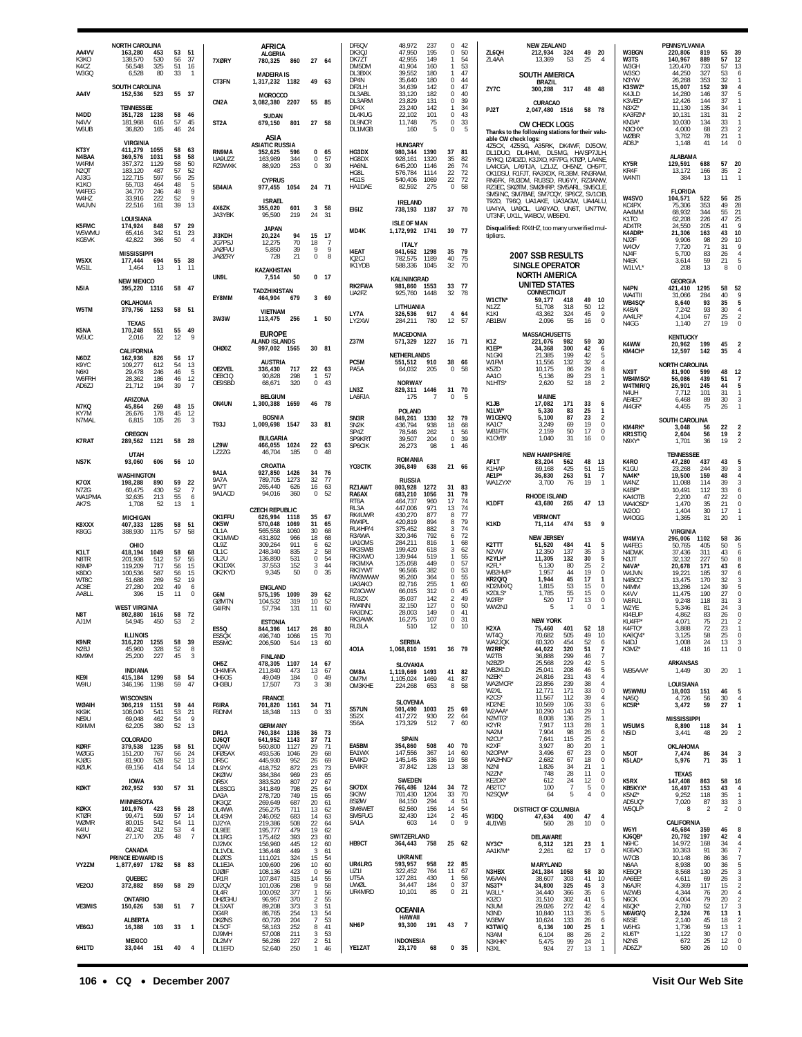| | | | | |
|---|---|---|---|---|
| **NORTH CAROLINA** | | | | |
| AA4VV | 163,280 | 453 | 53 | 51 |
| K3KO | 138,570 | 530 | 56 | 37 |
| K4CZ | 56,548 | 325 | 51 | 16 |
| W3GQ | 6,528 | 80 | 33 | 1 |
| **SOUTH CAROLINA** | | | | |
| AA4V | 152,536 | 523 | 55 | 37 |
| **TENNESSEE** | | | | |
| N4DD | 351,728 | 1238 | 58 | 46 |
| N4VV | 181,968 | 616 | 57 | 45 |
| W6UB | 36,820 | 165 | 46 | 24 |
| **VIRGINIA** | | | | |
| KT3Y | 411,279 | 1055 | 58 | 63 |
| N4BAA | 369,576 | 1031 | 58 | 58 |
| W4RM | 357,372 | 1129 | 58 | 50 |
| N2QT | 183,120 | 487 | 57 | 52 |
| AJ3G | 122,715 | 597 | 56 | 25 |
| K1KO | 55,703 | 464 | 48 | 5 |
| W4FEG | 34,770 | 246 | 48 | 9 |
| W4HZ | 33,916 | 222 | 52 | 9 |
| W4JVN | 22,516 | 161 | 39 | 13 |
| **LOUISIANA** | | | | |
| K5FMC | 174,924 | 848 | 57 | 29 |
| W5WMU | 65,416 | 342 | 51 | 23 |
| KG5VK | 42,822 | 366 | 50 | 4 |
| **MISSISSIPPI** | | | | |
| W5XX | 177,444 | 694 | 55 | 38 |
| WS1L | 1,464 | 13 | 1 | 11 |
| **NEW MEXICO** | | | | |
| N5IA | 395,220 | 1316 | 58 | 47 |
| **OKLAHOMA** | | | | |
| W5TM | 379,756 | 1253 | 58 | 51 |
| **TEXAS** | | | | |
| K5NA | 170,248 | 551 | 55 | 49 |
| W5UC | 2,016 | 22 | 12 | 9 |
| **CALIFORNIA** | | | | |
| N6DZ | 162,936 | 826 | 56 | 17 |
| K9YC | 109,277 | 612 | 54 | 13 |
| N6KI | 29,478 | 246 | 46 | 5 |
| W6FRH | 28,362 | 186 | 46 | 12 |
| AD6ZJ | 21,712 | 194 | 39 | 7 |
| **ARIZONA** | | | | |
| N7KQ | 45,864 | 269 | 48 | 15 |
| KY7M | 26,676 | 178 | 45 | 12 |
| N7MAL | 6,815 | 105 | 26 | 3 |
| **OREGON** | | | | |
| K7RAT | 289,562 | 1121 | 58 | 28 |
| **UTAH** | | | | |
| NS7K | 93,060 | 606 | 56 | 10 |
| **WASHINGTON** | | | | |
| K7OX | 198,288 | 890 | 59 | 22 |
| N7ZG | 60,475 | 430 | 52 | 7 |
| WA1PMA | 32,635 | 213 | 55 | 6 |
| AK7S | 1,708 | 52 | 13 | 1 |
| **MICHIGAN** | | | | |
| K8XXX | 407,333 | 1285 | 58 | 51 |
| K8GG | 388,930 | 1175 | 57 | 58 |
| **OHIO** | | | | |
| K1LT | 418,194 | 1049 | 58 | 68 |
| N8TR | 201,936 | 512 | 57 | 55 |
| K8MP | 119,209 | 717 | 56 | 15 |
| K8DO | 100,536 | 587 | 56 | 15 |
| WT8C | 51,688 | 269 | 52 | 19 |
| AC8E | 27,280 | 202 | 49 | 6 |
| AA8LL | 396 | 15 | 11 | 0 |
| **WEST VIRGINIA** | | | | |
| N8T | 802,880 | 1616 | 58 | 72 |
| AJ1M | 54,945 | 450 | 53 | 2 |
| **ILLINOIS** | | | | |
| K9NR | 316,220 | 1255 | 58 | 39 |
| N2BJ | 45,960 | 328 | 52 | 8 |
| KM9M | 25,200 | 227 | 45 | 3 |
| **INDIANA** | | | | |
| KE9I | 415,184 | 1299 | 58 | 54 |
| W9IU | 346,196 | 1198 | 59 | 47 |
| **WISCONSIN** | | | | |
| WØAIH | 306,219 | 1151 | 59 | 44 |
| KK9K | 108,040 | 541 | 53 | 21 |
| NE9U | 69,048 | 462 | 54 | 9 |
| K9IMM | 62,205 | 380 | 52 | 13 |
| **COLORADO** | | | | |
| KØRF | 379,538 | 1235 | 58 | 51 |
| WØGG | 151,200 | 767 | 56 | 24 |
| KJØG | 81,900 | 528 | 52 | 13 |
| KØUK | 69,156 | 414 | 54 | 14 |
| **IOWA** | | | | |
| KØKT | 202,952 | 930 | 57 | 31 |
| **MINNESOTA** | | | | |
| KØKX | 101,976 | 423 | 56 | 28 |
| KTØR | 99,471 | 599 | 57 | 14 |
| WØMR | 80,015 | 542 | 54 | 11 |
| K4IU | 40,242 | 312 | 53 | 4 |
| NØAT | 27,170 | 205 | 48 | 7 |
| **CANADA** | | | | |
| **PRINCE EDWARD IS** | | | | |
| VY2ZM | 1,877,697 | 1782 | 58 | 83 |
| **QUEBEC** | | | | |
| VE2OJ | 372,882 | 859 | 58 | 29 |
| **ONTARIO** | | | | |
| VE3MIS | 150,626 | 538 | 51 | 7 |
| **ALBERTA** | | | | |
| VE6GJ | 16,388 | 103 | 33 | 1 |
| **MEXICO** | | | | |
| 6H1TD | 33,044 | 151 | 40 | 4 |
| **AFRICA** | | | | |
| **ALGERIA** | | | | |
| 7XØRY | 780,325 | 860 | 27 | 64 |
| **MADEIRA IS** | | | | |
| CT3FN | 1,317,232 | 1182 | 49 | 63 |
| **MOROCCO** | | | | |
| CN2A | 3,082,380 | 2207 | 55 | 85 |
| **SUDAN** | | | | |
| ST2A | 679,150 | 801 | 27 | 58 |
| **ASIA** | | | | |
| **ASIATIC RUSSIA** | | | | |
| RN9MA | 352,625 | 596 | 0 | 65 |
| UA9UZZ | 163,989 | 344 | 0 | 57 |
| RZ9WXK | 88,920 | 253 | 0 | 39 |
| **CYPRUS** | | | | |
| 5B4AIA | 977,455 | 1054 | 24 | 71 |
| **ISRAEL** | | | | |
| 4X6ZK | 355,020 | 601 | 3 | 58 |
| JA3YBK | 95,590 | 219 | 24 | 31 |
| **JAPAN** | | | | |
| JI3KDH | 20,224 | 94 | 15 | 17 |
| JG7PSJ | 12,275 | 70 | 18 | 7 |
| JAØFVU | 5,850 | 39 | 9 | 9 |
| JAØZRY | 728 | 21 | 0 | 8 |
| **KAZAKHSTAN** | | | | |
| UN9L | 7,514 | 50 | 0 | 17 |
| **TADZHIKISTAN** | | | | |
| EY8MM | 464,904 | 679 | 3 | 69 |
| **VIETNAM** | | | | |
| 3W3W | 113,475 | 256 | 1 | 50 |
| **EUROPE** | | | | |
| **ALAND ISLANDS** | | | | |
| OHØZ | 997,002 | 1565 | 30 | 81 |
| **AUSTRIA** | | | | |
| OE2VEL | 336,430 | 717 | 22 | 63 |
| OE9CIQ | 90,828 | 298 | 1 | 57 |
| OE9SBD | 68,671 | 320 | 0 | 43 |
| **BELGIUM** | | | | |
| ON4UN | 1,300,388 | 1659 | 46 | 78 |
| **BOSNIA** | | | | |
| T93J | 1,009,698 | 1547 | 33 | 81 |
| **BULGARIA** | | | | |
| LZ9W | 466,055 | 1024 | 22 | 63 |
| LZ2ZG | 46,704 | 185 | 0 | 48 |
| **CROATIA** | | | | |
| 9A1A | 927,850 | 1426 | 34 | 76 |
| 9A7A | 789,705 | 1273 | 32 | 77 |
| 9A7T | 265,440 | 626 | 16 | 63 |
| 9A1ACD | 94,016 | 360 | 0 | 52 |
| **CZECH REPUBLIC** | | | | |
| OK1FFU | 626,994 | 1118 | 35 | 67 |
| OK5W | 570,048 | 1069 | 31 | 65 |
| OL1A | 565,558 | 1060 | 30 | 68 |
| OK1MWD | 431,892 | 966 | 18 | 68 |
| OL9Z | 309,264 | 911 | 6 | 62 |
| OL1C | 248,340 | 835 | 2 | 58 |
| OL2U | 136,890 | 531 | 0 | 54 |
| OK1DXK | 37,553 | 152 | 3 | 44 |
| OK2KYD | 9,345 | 50 | 0 | 35 |
| **ENGLAND** | | | | |
| G6M | 575,195 | 1009 | 39 | 62 |
| GØMTN | 104,532 | 319 | 10 | 52 |
| G4IRN | 57,794 | 131 | 11 | 60 |
| **ESTONIA** | | | | |
| ES5Q | 844,396 | 1417 | 26 | 80 |
| ES5QX | 496,740 | 1066 | 15 | 70 |
| ES5MC | 206,590 | 514 | 13 | 60 |
| **FINLAND** | | | | |
| OH5Z | 478,305 | 1107 | 14 | 67 |
| OH4MFA | 211,840 | 473 | 13 | 67 |
| OH6OS | 49,049 | 184 | 0 | 49 |
| OH3BU | 17,507 | 73 | 3 | 38 |
| **FRANCE** | | | | |
| F6IRA | 701,820 | 1161 | 34 | 71 |
| F6DNM | 18,348 | 113 | 0 | 33 |
| **GERMANY** | | | | |
| DR1A | 760,384 | 1336 | 36 | 73 |
| DJ6QT | 641,952 | 1143 | 37 | 71 |
| DQ4W | 560,800 | 1127 | 29 | 71 |
| DRØSAX | 493,536 | 1046 | 29 | 68 |
| DR5C | 445,930 | 952 | 26 | 69 |
| DL9YX | 418,752 | 872 | 23 | 73 |
| DKØIW | 384,384 | 969 | 23 | 65 |
| DR5X | 383,520 | 807 | 27 | 67 |
| DL8SCG | 341,849 | 798 | 25 | 64 |
| DA3A | 278,720 | 749 | 15 | 65 |
| DK3QZ | 269,649 | 687 | 20 | 61 |
| DL4WA | 256,275 | 711 | 13 | 62 |
| DL4SM | 246,092 | 683 | 14 | 63 |
| DJ2YA | 219,386 | 508 | 22 | 64 |
| DL9EE | 195,777 | 479 | 19 | 62 |
| DL1RG | 175,462 | 393 | 23 | 60 |
| DJ2MX | 156,960 | 445 | 12 | 60 |
| DL1VDL | 136,448 | 449 | 3 | 61 |
| DLØCS | 111,021 | 324 | 15 | 54 |
| DL1EJA | 109,690 | 296 | 10 | 60 |
| DJØIF | 108,136 | 423 | 0 | 56 |
| DR1R | 107,847 | 315 | 14 | 55 |
| DJ2QV | 101,036 | 298 | 9 | 58 |
| DL4R | 100,097 | 377 | 1 | 56 |
| DH2GHU | 96,957 | 370 | 2 | 55 |
| DL5XAT | 89,208 | 373 | 3 | 51 |
| DG4R | 86,765 | 254 | 13 | 54 |
| DKØNS | 60,720 | 204 | 7 | 53 |
| DL5CF | 58,163 | 252 | 8 | 41 |
| DJ9MH | 57,008 | 211 | 3 | 53 |
| DL2MY | 56,286 | 227 | 2 | 51 |
| DL1EFD | 52,640 | 250 | 1 | 46 |
| DF6QV | 48,972 | 237 | 0 | 42 |
| DK3QJ | 47,950 | 195 | 0 | 50 |
| DK7ZT | 42,955 | 149 | 1 | 54 |
| DM5DM | 41,904 | 160 | 1 | 53 |
| DL3BXX | 39,552 | 180 | 1 | 47 |
| DP4N | 35,640 | 180 | 0 | 44 |
| DF2LH | 34,639 | 142 | 0 | 47 |
| DL3ABL | 33,120 | 182 | 0 | 40 |
| DL3ARM | 23,829 | 131 | 0 | 39 |
| DP4X | 23,240 | 142 | 1 | 34 |
| DL4KUG | 22,102 | 101 | 0 | 43 |
| DL9NCR | 11,748 | 75 | 0 | 33 |
| DL1MGB | 160 | 5 | 0 | 5 |
| **HUNGARY** | | | | |
| HG3DX | 980,344 | 1390 | 37 | 81 |
| HG3DX | 928,161 | 1320 | 35 | 82 |
| HA6NL | 645,200 | 1146 | 26 | 74 |
| HG8L | 576,784 | 1114 | 22 | 72 |
| HG1S | 540,406 | 1069 | 22 | 72 |
| HA1DAE | 82,592 | 275 | 0 | 58 |
| **IRELAND** | | | | |
| EI6IZ | 738,193 | 1187 | 37 | 70 |
| **ISLE OF MAN** | | | | |
| MD4K | 1,172,992 | 1741 | 39 | 77 |
| **ITALY** | | | | |
| I4EAT | 841,662 | 1298 | 35 | 79 |
| IQ2CJ | 782,575 | 1189 | 40 | 75 |
| IK1YDB | 588,336 | 1045 | 32 | 70 |
| **KALININGRAD** | | | | |
| RK2FWA | 981,860 | 1553 | 33 | 77 |
| UA2FZ | 925,760 | 1448 | 32 | 78 |
| **LITHUANIA** | | | | |
| LY7A | 326,536 | 917 | 4 | 64 |
| LY2XW | 284,211 | 780 | 12 | 57 |
| **MACEDONIA** | | | | |
| Z37M | 571,329 | 1227 | 16 | 71 |
| **NETHERLANDS** | | | | |
| PC5M | 551,512 | 910 | 38 | 66 |
| PA5A | 64,032 | 205 | 0 | 58 |
| **NORWAY** | | | | |
| LN3Z | 829,311 | 1446 | 31 | 70 |
| LA6FJA | 175 | 7 | 0 | 5 |
| **POLAND** | | | | |
| SN3R | 849,261 | 1330 | 32 | 79 |
| SN2K | 436,794 | 938 | 18 | 68 |
| SP4Z | 78,546 | 262 | 1 | 56 |
| SP9KRT | 39,507 | 204 | 0 | 39 |
| SP6CIK | 26,273 | 98 | 1 | 46 |
| **ROMANIA** | | | | |
| YO3CTK | 306,849 | 638 | 21 | 66 |
| **RUSSIA** | | | | |
| RZ1AWT | 803,928 | 1272 | 31 | 83 |
| RA6AX | 683,210 | 1056 | 31 | 79 |
| RT6A | 464,737 | 960 | 17 | 74 |
| RL3A | 447,006 | 971 | 13 | 74 |
| RK4UWR | 430,270 | 877 | 8 | 77 |
| RW4PL | 420,819 | 894 | 8 | 79 |
| RU4HP/4 | 375,452 | 882 | 3 | 74 |
| R3AWA | 320,346 | 792 | 6 | 72 |
| UA1CMS | 284,211 | 816 | 1 | 68 |
| RK3SWB | 199,420 | 618 | 3 | 62 |
| RK3XWO | 139,944 | 519 | 1 | 55 |
| RK3MXA | 125,058 | 449 | 0 | 57 |
| RK3YWT | 96,566 | 382 | 0 | 53 |
| RW3WWW | 95,260 | 364 | 0 | 55 |
| UA3AKO | 82,716 | 255 | 1 | 60 |
| RZ4CWW | 66,015 | 312 | 0 | 45 |
| RU3ZX | 35,037 | 142 | 0 | 49 |
| RW4NN | 32,150 | 127 | 0 | 50 |
| RA3DNC | 28,003 | 149 | 0 | 41 |
| RK3AWK | 16,275 | 107 | 0 | 31 |
| RU3LA | 510 | 12 | 0 | 10 |
| **SERBIA** | | | | |
| 4O1A | 1,068,810 | 1591 | 36 | 79 |
| **SLOVAKIA** | | | | |
| OM8A | 1,119,669 | 1493 | 41 | 82 |
| OM7M | 1,105,024 | 1469 | 41 | 87 |
| OM3KHE | 224,268 | 653 | 8 | 58 |
| **SLOVENIA** | | | | |
| S57UN | 501,490 | 1003 | 25 | 69 |
| S52X | 417,272 | 930 | 22 | 64 |
| S56A | 173,329 | 512 | 7 | 60 |
| **SPAIN** | | | | |
| EA5BM | 354,860 | 508 | 40 | 70 |
| EA1WX | 147,556 | 367 | 14 | 60 |
| EA4KD | 145,145 | 336 | 19 | 58 |
| EA4KR | 37,842 | 128 | 13 | 38 |
| **SWEDEN** | | | | |
| SK7DX | 766,486 | 1244 | 34 | 72 |
| SK3W | 701,430 | 1204 | 33 | 70 |
| 8SØW | 84,150 | 294 | 4 | 51 |
| SM6WET | 62,560 | 156 | 14 | 54 |
| SM5FUG | 32,430 | 124 | 2 | 45 |
| SA1A | 603 | 14 | 0 | 9 |
| **SWITZERLAND** | | | | |
| HB9CT | 364,443 | 758 | 25 | 62 |
| **UKRAINE** | | | | |
| UR4LRG | 593,957 | 958 | 22 | 85 |
| UZ1I | 322,452 | 764 | 11 | 67 |
| UT5A | 127,281 | 430 | 1 | 56 |
| UWØL | 34,447 | 184 | 0 | 37 |
| UR4MRD | 10,101 | 85 | 0 | 21 |
| **OCEANIA** | | | | |
| **HAWAII** | | | | |
| NH6P | 93,300 | 191 | 43 | 7 |
| **INDONESIA** | | | | |
| YE1ZAT | 23,170 | 68 | 0 | 35 |
| **NEW ZEALAND** | | | | |
| ZL6QH | 212,934 | 324 | 49 | 20 |
| ZL4AA | 13,369 | 53 | 25 | 4 |
| **SOUTH AMERICA** | | | | |
| **BRAZIL** | | | | |
| ZY7C | 300,288 | 317 | 48 | 48 |
| **CURACAO** | | | | |
| PJ2T | 2,047,480 | 1516 | 58 | 78 |

**CW CHECK LOGS**

Thanks to the following stations for their valuable CW check logs:
4Z5CX, 4Z5SG, A35RK, DK4WF, DJ5OW, DL1DUO, DL4HWI, DL5MG, HA/SP7JLH, I5YKQ, IZ4DZD, K3JXO, KF7PG, KTØP, LA4NE, LA4OGA, LA9TJA, LZ1JZ, OH5NZ, OH5PT, OK1DSU, R1FJT, RA3XDX, RL3BM, RN3RAM, RN6FK, RU3DM, RU3SD, RU6YY, RZ3ANW, RZ3EC, SKØTM, SMØHRP, SM5ARL, SM5CLE, SM5INC, SM7BAE, SM7CQY, SP6CZ, SV1OIB, T92D, T96Q, UA1AKE, UA3AGW, UA4ALU, UA4YA, UA9CL, UA9YAD, UN6T, UN7TW, UT3NF, UX1L, W4BCV, WB5EXI.

Disqualified: RX4HZ, too many unverified multipliers.

# 2007 SSB RESULTS

## SINGLE OPERATOR

### NORTH AMERICA

| | | | | |
|---|---|---|---|---|
| **UNITED STATES** | | | | |
| **CONNECTICUT** | | | | |
| W1CTN* | 59,177 | 418 | 49 | 10 |
| N1ZZ | 51,708 | 318 | 50 | 12 |
| K1KI | 43,362 | 324 | 45 | 9 |
| AB1BW | 2,096 | 55 | 16 | 0 |
| **MASSACHUSETTS** | | | | |
| K1Z | 221,076 | 982 | 59 | 30 |
| K1EP* | 34,368 | 300 | 42 | 6 |
| N1GKI | 21,285 | 199 | 42 | 5 |
| W1FM | 11,556 | 132 | 32 | 4 |
| K5ZD | 10,175 | 86 | 29 | 8 |
| AA1O | 5,136 | 89 | 23 | 1 |
| N1HTS* | 2,620 | 52 | 18 | 2 |
| **MAINE** | | | | |
| K1JB | 17,082 | 171 | 33 | 6 |
| N1LW* | 5,330 | 83 | 25 | 1 |
| W1CEK/Q | 5,100 | 87 | 23 | 2 |
| KA1C* | 3,249 | 69 | 19 | 0 |
| WB1FTK | 2,159 | 50 | 17 | 0 |
| K1OYB* | 1,040 | 31 | 16 | 0 |
| **NEW HAMPSHIRE** | | | | |
| AF1T | 83,204 | 562 | 48 | 13 |
| K1HAP | 69,168 | 425 | 51 | 15 |
| AE1P* | 36,830 | 263 | 51 | 7 |
| WA1ZYX* | 3,700 | 76 | 19 | 1 |
| **RHODE ISLAND** | | | | |
| K1DFT | 43,680 | 265 | 47 | 13 |
| **VERMONT** | | | | |
| K1KD | 71,114 | 474 | 53 | 9 |
| **NEW JERSEY** | | | | |
| K2TT | 51,520 | 484 | 41 | 5 |
| N2VW | 12,350 | 137 | 35 | 3 |
| K2YLH* | 11,305 | 132 | 30 | 5 |
| K2FL* | 5,130 | 80 | 25 | 2 |
| WB2HVF* | 1,957 | 44 | 19 | 0 |
| KB2Q/Q | 1,944 | 45 | 17 | 1 |
| KD2MX/Q | 1,815 | 53 | 15 | 0 |
| K2DLS* | 1,785 | 55 | 15 | 0 |
| W2FB* | 520 | 17 | 13 | 0 |
| WW2NJ | 5 | 1 | 0 | 1 |
| **NEW YORK** | | | | |
| K2XA | 75,460 | 401 | 52 | 18 |
| WT4Q | 70,682 | 505 | 49 | 10 |
| WA2JQK | 60,320 | 454 | 52 | 6 |
| W2RR* | 44,022 | 320 | 51 | 7 |
| W2TB | 36,888 | 299 | 46 | 7 |
| N2BZP | 25,568 | 229 | 42 | 5 |
| WB2KLD | 25,041 | 208 | 46 | 5 |
| N2BK* | 24,816 | 231 | 43 | 4 |
| WA2MCR* | 23,856 | 239 | 38 | 4 |
| W2XL | 12,771 | 171 | 33 | 0 |
| K2CS* | 11,567 | 112 | 39 | 4 |
| KD2NE | 10,569 | 106 | 33 | 6 |
| W2AAA* | 10,290 | 143 | 29 | 1 |
| N2MTG* | 8,008 | 136 | 25 | 1 |
| K2YR | 7,917 | 113 | 28 | 1 |
| NA2M | 7,904 | 98 | 26 | 6 |
| N2CU* | 7,641 | 115 | 25 | 2 |
| K2XF | 3,927 | 80 | 20 | 1 |
| N2OPW* | 3,496 | 67 | 23 | 0 |
| WA2HNG* | 2,682 | 67 | 18 | 0 |
| N2NI | 1,826 | 34 | 21 | 1 |
| N2ZN* | 748 | 28 | 11 | 0 |
| KE2DX* | 612 | 24 | 12 | 0 |
| AB2TC* | 100 | 7 | 5 | 0 |
| N2SQW* | 64 | 5 | 4 | 0 |
| **DISTRICT OF COLUMBIA** | | | | |
| W3DQ | 47,634 | 400 | 47 | 4 |
| 4U1WB | 560 | 28 | 10 | 0 |
| **DELAWARE** | | | | |
| NY3C* | 6,312 | 121 | 23 | 1 |
| AA1K/M* | 2,261 | 62 | 17 | 0 |
| **MARYLAND** | | | | |
| N3HBX | 241,384 | 1058 | 58 | 30 |
| W6AAN | 38,607 | 303 | 41 | 10 |
| NS3T* | 34,800 | 325 | 45 | 3 |
| W3LL* | 34,440 | 366 | 35 | 6 |
| K3ZO | 31,510 | 302 | 41 | 5 |
| N3UM | 29,026 | 272 | 42 | 4 |
| N3ND | 10,840 | 113 | 35 | 5 |
| W3BW | 10,624 | 133 | 26 | 6 |
| K3TW/Q | 6,136 | 100 | 25 | 1 |
| N3AM | 6,104 | 88 | 26 | 2 |
| N3KHK* | 5,475 | 99 | 24 | 1 |
| N3XL | 924 | 27 | 13 | 1 |
| **PENNSYLVANIA** | | | | |
| W3BGN | 220,806 | 819 | 55 | 39 |
| W3TS | 140,967 | 889 | 57 | 12 |
| W3GH | 120,470 | 733 | 57 | 13 |
| W3SO | 44,250 | 327 | 53 | 6 |
| N3YW | 26,268 | 353 | 32 | 1 |
| K3SWZ* | 15,007 | 152 | 39 | 4 |
| K4JLD | 14,280 | 146 | 37 | 5 |
| K3VED* | 12,426 | 144 | 37 | 1 |
| N3XZ* | 11,130 | 135 | 34 | 1 |
| KA3FZN* | 10,131 | 131 | 31 | 2 |
| KN3A* | 10,030 | 134 | 33 | 1 |
| N3CHX* | 4,000 | 68 | 23 | 2 |
| WØBR | 3,762 | 78 | 21 | 1 |
| AD8J* | 1,148 | 41 | 14 | 0 |
| **ALABAMA** | | | | |
| KY5R | 129,591 | 688 | 57 | 20 |
| KR4F | 13,172 | 166 | 35 | 2 |
| W4NTI | 384 | 13 | 11 | 1 |
| **FLORIDA** | | | | |
| W4SVO | 104,571 | 522 | 56 | 25 |
| KC4PX | 75,306 | 353 | 49 | 28 |
| AA4MM | 68,932 | 344 | 55 | 21 |
| K1TO | 62,208 | 226 | 47 | 25 |
| AD4TR | 24,550 | 205 | 41 | 9 |
| K4ADR* | 21,306 | 163 | 43 | 10 |
| NJ2F | 9,906 | 98 | 29 | 10 |
| W4OV | 7,720 | 71 | 31 | 9 |
| NJ4F | 5,700 | 83 | 26 | 4 |
| N4EK | 3,614 | 59 | 21 | 5 |
| W1LVL* | 208 | 13 | 8 | 0 |
| **GEORGIA** | | | | |
| N4PN | 421,410 | 1295 | 58 | 52 |
| WA4TII | 31,066 | 284 | 40 | 9 |
| WB4SQ* | 8,640 | 93 | 35 | 5 |
| K4BAI | 7,242 | 93 | 30 | 4 |
| AA4LR* | 4,104 | 67 | 25 | 2 |
| N4GG | 1,140 | 27 | 19 | 0 |
| **KENTUCKY** | | | | |
| K4WW | 20,962 | 199 | 45 | 2 |
| KM4CH* | 12,597 | 142 | 35 | 4 |
| **NORTH CAROLINA** | | | | |
| NX9T | 81,900 | 599 | 48 | 12 |
| WB4MSG* | 56,086 | 439 | 51 | 7 |
| W4TMR/Q | 26,901 | 245 | 44 | 5 |
| N4UH | 7,712 | 101 | 31 | 1 |
| AE4EC* | 6,468 | 89 | 30 | 3 |
| AI4GR* | 4,455 | 75 | 26 | 1 |
| **SOUTH CAROLINA** | | | | |
| KM4RK* | 3,048 | 56 | 22 | 2 |
| KR1ST/Q | 2,604 | 56 | 19 | 2 |
| N9XY* | 1,701 | 36 | 19 | 2 |
| **TENNESSEE** | | | | |
| K4RO | 47,280 | 437 | 43 | 5 |
| K1GU | 23,268 | 244 | 39 | 3 |
| NA4K* | 19,500 | 159 | 48 | 4 |
| W4NZ | 11,088 | 114 | 39 | 3 |
| K4BP* | 10,491 | 112 | 33 | 6 |
| KA4OTB | 2,200 | 47 | 22 | 0 |
| WA4OSD* | 1,470 | 35 | 21 | 0 |
| W2OO | 1,404 | 30 | 17 | 1 |
| W4OGG | 1,365 | 31 | 20 | 1 |
| **VIRGINIA** | | | | |
| W4MYA | 296,006 | 1102 | 58 | 36 |
| W4FEG | 50,765 | 405 | 50 | 5 |
| N4DWK | 37,436 | 311 | 43 | 6 |
| N3JT | 32,132 | 227 | 50 | 8 |
| N4VA* | 20,678 | 171 | 43 | 6 |
| W4JVN | 19,221 | 185 | 37 | 6 |
| N4BCC* | 13,475 | 170 | 32 | 3 |
| N4MM | 13,286 | 124 | 39 | 5 |
| K4VV | 11,475 | 190 | 27 | 0 |
| W6RJL | 9,248 | 118 | 31 | 3 |
| W2YE | 5,346 | 81 | 24 | 3 |
| KI4EUP | 4,862 | 83 | 26 | 0 |
| KU4FP* | 4,071 | 75 | 21 | 2 |
| K4FTO* | 3,888 | 72 | 23 | 1 |
| KA8Q/4* | 3,125 | 58 | 25 | 0 |
| N4DJ | 1,008 | 24 | 13 | 3 |
| K3MZ* | 418 | 16 | 11 | 0 |
| **ARKANSAS** | | | | |
| WB5AAA* | 1,449 | 30 | 20 | 1 |
| **LOUISIANA** | | | | |
| W5WMU | 18,003 | 151 | 46 | 5 |
| NA5Q | 4,726 | 56 | 30 | 4 |
| KC5R* | 3,472 | 59 | 27 | 1 |
| **MISSISSIPPI** | | | | |
| W5UMS | 8,890 | 118 | 34 | 1 |
| N5ID | 3,441 | 48 | 29 | 2 |
| **OKLAHOMA** | | | | |
| N5OT | 7,474 | 86 | 34 | 3 |
| K5LAD* | 5,976 | 71 | 35 | 1 |
| **TEXAS** | | | | |
| K5RX | 147,408 | 863 | 58 | 16 |
| KB5KYX* | 16,497 | 153 | 43 | 4 |
| K5NZ* | 9,252 | 118 | 35 | 1 |
| AD5UQ* | 7,020 | 87 | 33 | 3 |
| W5QLP* | 8 | 2 | 2 | 0 |
| **CALIFORNIA** | | | | |
| W6YI | 45,684 | 359 | 46 | 8 |
| KJ6QB* | 20,792 | 197 | 42 | 4 |
| N6HC | 14,972 | 168 | 34 | 4 |
| KG6AO | 10,363 | 91 | 36 | 7 |
| W7CB | 10,148 | 86 | 36 | 7 |
| N6AA | 8,938 | 90 | 36 | 5 |
| KE6QR | 8,568 | 130 | 25 | 3 |
| AA6EE* | 4,611 | 69 | 26 | 3 |
| N6AJR | 4,369 | 117 | 15 | 2 |
| W2WB | 4,344 | 76 | 20 | 4 |
| N6CK | 4,004 | 79 | 20 | 2 |
| K6QK* | 2,760 | 52 | 17 | 3 |
| N6WG/Q | 2,324 | 76 | 13 | 1 |
| K6SE | 2,140 | 45 | 18 | 2 |
| W6HG | 1,736 | 59 | 13 | 1 |
| KU6T* | 1,122 | 30 | 17 | 0 |
| N2NS | 672 | 25 | 12 | 0 |
| AD6ZJ* | 580 | 26 | 10 | 0 |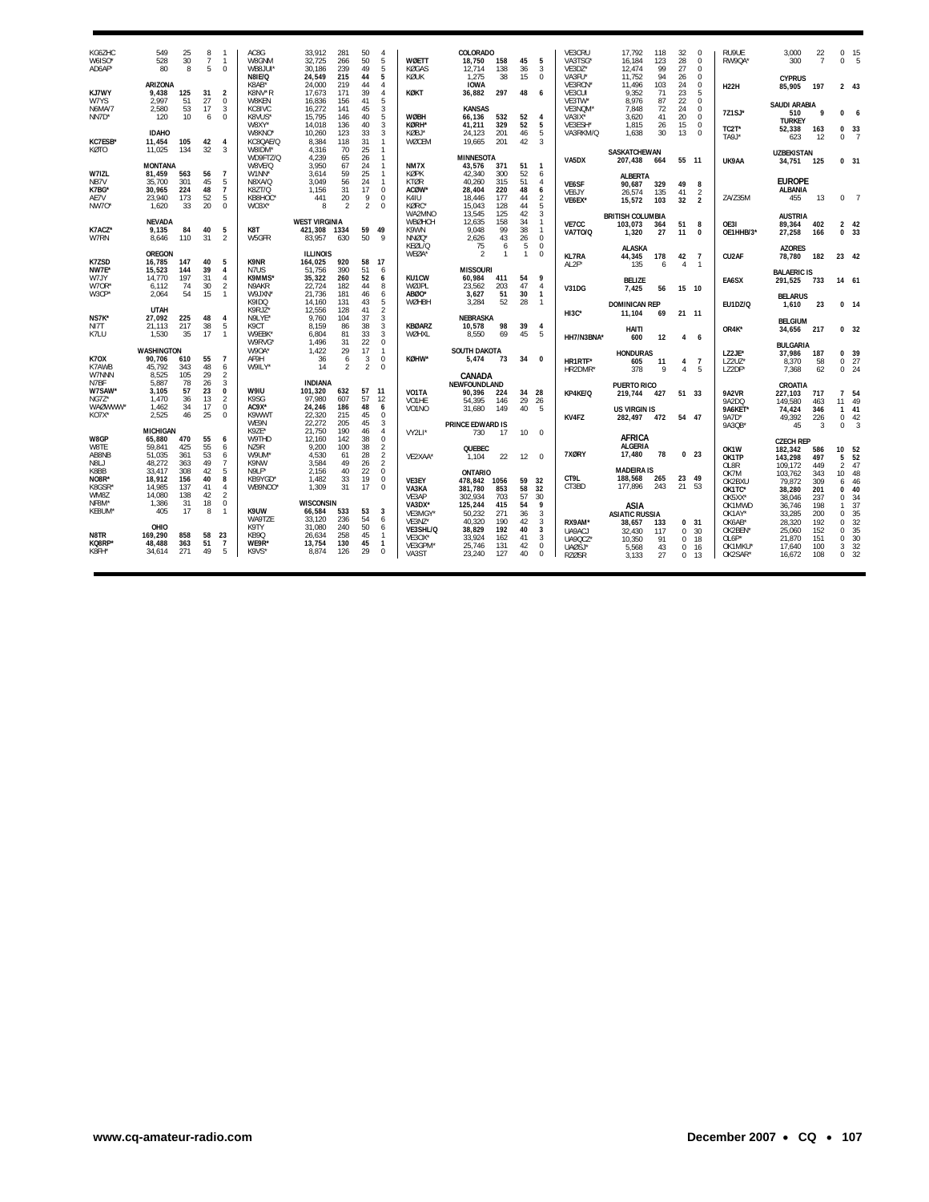| | | | | |
|---|---|---|---|---|
| KG6ZHC | 549 | 25 | 8 | 1 |
| W6ISO* | 528 | 30 | 7 | 1 |
| AD6AF* | 80 | 8 | 5 | 0 |
| **ARIZONA** | | | | |
| **KJ7WY** | **9,438** | **125** | **31** | **2** |
| W7YS | 2,997 | 51 | 27 | 0 |
| N6MA/7 | 2,580 | 53 | 17 | 3 |
| NN7D* | 120 | 10 | 6 | 0 |
| **IDAHO** | | | | |
| **KC7ESB*** | **11,454** | **105** | **42** | **4** |
| KØTO | 11,025 | 134 | 32 | 3 |
| **MONTANA** | | | | |
| **W7IZL** | **81,459** | **563** | **56** | **7** |
| NB7V | 35,700 | 301 | 45 | 5 |
| **K7BG*** | **30,965** | **224** | **48** | **7** |
| AE7V | 23,940 | 173 | 52 | 5 |
| NW7O* | 1,620 | 33 | 20 | 0 |
| **NEVADA** | | | | |
| **K7ACZ*** | **9,135** | **84** | **40** | **5** |
| W7RN | 8,646 | 110 | 31 | 2 |
| **OREGON** | | | | |
| **K7ZSD** | **16,785** | **147** | **40** | **5** |
| **NW7E*** | **15,523** | **144** | **39** | **4** |
| W7JY | 14,770 | 197 | 31 | 4 |
| W7OR* | 6,112 | 74 | 30 | 2 |
| W3CP* | 2,064 | 54 | 15 | 1 |
| **UTAH** | | | | |
| **NS7K*** | **27,092** | **225** | **48** | **4** |
| NI7T | 21,113 | 217 | 38 | 5 |
| K7LU | 1,530 | 35 | 17 | 1 |
| **WASHINGTON** | | | | |
| **K7OX** | **90,706** | **610** | **55** | **7** |
| K7AWB | 45,792 | 343 | 48 | 6 |
| W7NNN | 8,525 | 105 | 29 | 2 |
| N7BF | 5,887 | 78 | 26 | 3 |
| **W7SAW*** | **3,105** | **57** | **23** | **0** |
| NG7Z* | 1,470 | 36 | 13 | 2 |
| WAØWWW* | 1,462 | 34 | 17 | 0 |
| KO7X* | 2,525 | 46 | 25 | 0 |
| **MICHIGAN** | | | | |
| **W8GP** | **65,880** | **470** | **55** | **6** |
| W8TE | 59,841 | 425 | 55 | 6 |
| AB8NB | 51,035 | 361 | 53 | 6 |
| N8LJ | 48,272 | 363 | 49 | 7 |
| K8BB | 33,417 | 308 | 42 | 5 |
| **NO8R*** | **18,912** | **156** | **40** | **8** |
| K8GSR* | 14,985 | 137 | 41 | 4 |
| WM8Z | 14,080 | 138 | 42 | 2 |
| NF8M* | 1,386 | 31 | 18 | 0 |
| KE8UM* | 405 | 17 | 8 | 1 |
| **OHIO** | | | | |
| **N8TR** | **169,290** | **858** | **58** | **23** |
| **KQ8RP*** | **48,488** | **363** | **51** | **7** |
| K8FH* | 34,614 | 271 | 49 | 5 |
| AC8G | 33,912 | 281 | 50 | 4 |
| W8GNM | 32,725 | 266 | 50 | 5 |
| WB8JUI* | 30,186 | 239 | 49 | 5 |
| **N8IE/Q** | **24,549** | **215** | **44** | **5** |
| K8AB* | 24,000 | 219 | 44 | 4 |
| K8NVR* R | 17,673 | 171 | 39 | 4 |
| W8KEN | 16,836 | 156 | 41 | 5 |
| KC8IVC | 16,272 | 141 | 45 | 3 |
| K8VUS* | 15,795 | 146 | 40 | 5 |
| W8XY* | 14,018 | 136 | 40 | 3 |
| W8KNO* | 10,260 | 123 | 33 | 3 |
| KC8QAE/Q | 8,384 | 118 | 31 | 1 |
| W8IDM* | 4,316 | 70 | 25 | 1 |
| WD9FTZ/Q | 4,239 | 65 | 26 | 1 |
| W8VE/Q | 3,950 | 67 | 24 | 1 |
| W1NN* | 3,614 | 59 | 25 | 1 |
| N8XA/Q | 3,049 | 56 | 24 | 1 |
| K8ZT/Q | 1,156 | 31 | 17 | 0 |
| KB8HOC* | 441 | 20 | 9 | 0 |
| WO8X* | 8 | 2 | 2 | 0 |
| **WEST VIRGINIA** | | | | |
| **K8T** | **421,308** | **1334** | **59** | **49** |
| W5GFR | 83,957 | 630 | 50 | 9 |
| **ILLINOIS** | | | | |
| **K9NR** | **164,025** | **920** | **58** | **17** |
| N7US | 51,756 | 390 | 51 | 6 |
| **K9MMS*** | **35,322** | **260** | **52** | **6** |
| N9AKR | 22,724 | 182 | 44 | 8 |
| W9JXN* | 21,736 | 181 | 46 | 6 |
| K9IDQ | 14,160 | 131 | 43 | 5 |
| K9RJZ* | 12,556 | 128 | 41 | 2 |
| N9LYE* | 9,760 | 104 | 37 | 3 |
| K9CT | 8,159 | 86 | 38 | 3 |
| W9EBK* | 6,804 | 81 | 33 | 3 |
| W9RVG* | 1,496 | 31 | 22 | 0 |
| W9OA* | 1,422 | 29 | 17 | 1 |
| AF9H | 36 | 6 | 3 | 0 |
| W9ILY* | 14 | 2 | 2 | 0 |
| **INDIANA** | | | | |
| **W9IU** | **101,320** | **632** | **57** | **11** |
| K9SG | 97,980 | 607 | 57 | 12 |
| **AC9X*** | **24,246** | **186** | **48** | **6** |
| K9WWT | 22,320 | 215 | 45 | 0 |
| WE9N | 22,272 | 205 | 45 | 3 |
| K9ZE* | 21,750 | 190 | 46 | 4 |
| W9THD | 12,160 | 142 | 38 | 0 |
| NZ9R | 9,200 | 100 | 38 | 2 |
| W9UM* | 4,530 | 61 | 28 | 2 |
| K9NW | 3,584 | 49 | 26 | 2 |
| N9LP* | 2,156 | 40 | 22 | 0 |
| KB9YGD* | 1,482 | 33 | 19 | 0 |
| WB9NOO* | 1,309 | 31 | 17 | 0 |
| **WISCONSIN** | | | | |
| **K9UW** | **66,584** | **533** | **53** | **3** |
| WA9TZE | 33,120 | 236 | 54 | 6 |
| K9TY | 31,080 | 240 | 50 | 6 |
| KB9Q | 26,634 | 258 | 45 | 1 |
| **WE9R*** | **13,754** | **130** | **45** | **1** |
| K9VS* | 8,874 | 126 | 29 | 0 |
| **COLORADO** | | | | |
| **WØETT** | **18,750** | **158** | **45** | **5** |
| KØGAS | 12,714 | 138 | 36 | 3 |
| KØUK | 1,275 | 38 | 15 | 0 |
| **IOWA** | | | | |
| **KØKT** | **36,882** | **297** | **48** | **6** |
| **KANSAS** | | | | |
| **WØBH** | **66,136** | **532** | **52** | **4** |
| **KØRH*** | **41,211** | **329** | **52** | **5** |
| KØBJ* | 24,123 | 201 | 46 | 5 |
| WØCEM | 19,665 | 201 | 42 | 3 |
| **MINNESOTA** | | | | |
| **NM7X** | **43,576** | **371** | **51** | **1** |
| KØPK | 42,340 | 300 | 52 | 6 |
| KTØR | 40,260 | 315 | 51 | 4 |
| **ACØW*** | **28,404** | **220** | **48** | **6** |
| K4IU | 18,446 | 177 | 44 | 2 |
| KØRC* | 15,043 | 128 | 44 | 5 |
| WA2MNO | 13,545 | 125 | 42 | 3 |
| WBØHCH | 12,635 | 158 | 34 | 1 |
| K9WN | 9,048 | 99 | 38 | 1 |
| NNØQ* | 2,626 | 43 | 26 | 0 |
| KEØL/Q | 75 | 6 | 5 | 0 |
| WEØA* | 2 | 1 | 1 | 0 |
| **MISSOURI** | | | | |
| **KU1CW** | **60,984** | **411** | **54** | **9** |
| WØJPL | 23,562 | 203 | 47 | 4 |
| **ABØO*** | **3,627** | **51** | **30** | **1** |
| WØHBH | 3,284 | 52 | 28 | 1 |
| **NEBRASKA** | | | | |
| **KBØARZ** | **10,578** | **98** | **39** | **4** |
| WØHXL | 8,550 | 69 | 45 | 5 |
| **SOUTH DAKOTA** | | | | |
| **KØHW*** | **5,474** | **73** | **34** | **0** |
| **CANADA** | | | | |
| **NEWFOUNDLAND** | | | | |
| **VO1TA** | **90,396** | **224** | **34** | **28** |
| VO1HE | 54,395 | 146 | 29 | 26 |
| VO1NO | 31,680 | 149 | 40 | 5 |
| **PRINCE EDWARD IS** | | | | |
| VY2LI* | 730 | 17 | 10 | 0 |
| **QUEBEC** | | | | |
| VE2XAA* | 1,104 | 22 | 12 | 0 |
| **ONTARIO** | | | | |
| **VE3EY** | **478,842** | **1056** | **59** | **32** |
| **VA3KA** | **381,780** | **853** | **58** | **32** |
| VE3AP | 302,934 | 703 | 57 | 30 |
| **VA3DX*** | **125,244** | **415** | **54** | **9** |
| VE3MGY* | 50,232 | 271 | 36 | 3 |
| VE3NZ* | 40,320 | 190 | 42 | 3 |
| **VE3SHL/Q** | **38,829** | **192** | **40** | **3** |
| VE3OX* | 33,924 | 162 | 41 | 3 |
| VE3GPM* | 25,746 | 131 | 42 | 0 |
| VA3ST | 23,240 | 127 | 40 | 0 |
| VE3CRU | 17,792 | 118 | 32 | 0 |
| VA3TSG* | 16,184 | 123 | 28 | 0 |
| VE3DZ* | 12,474 | 99 | 27 | 0 |
| VA3RJ* | 11,752 | 94 | 26 | 0 |
| VE3RCN* | 11,496 | 103 | 24 | 0 |
| VE3CUI | 9,352 | 71 | 23 | 5 |
| VE3TW* | 8,976 | 87 | 22 | 0 |
| VE3NQM* | 7,848 | 72 | 24 | 0 |
| VA3IX* | 3,620 | 41 | 20 | 0 |
| VE3ESH* | 1,815 | 26 | 15 | 0 |
| VA3RKM/Q | 1,638 | 30 | 13 | 0 |
| **SASKATCHEWAN** | | | | |
| **VA5DX** | **207,438** | **664** | **55** | **11** |
| **ALBERTA** | | | | |
| **VE6SF** | **90,687** | **329** | **49** | **8** |
| VE6JY | 26,574 | 135 | 41 | 2 |
| **VE6EX*** | **15,572** | **103** | **32** | **2** |
| **BRITISH COLUMBIA** | | | | |
| **VE7CC** | **103,073** | **364** | **51** | **8** |
| **VA7TO/Q** | **1,320** | **27** | **11** | **0** |
| **ALASKA** | | | | |
| **KL7RA** | **44,345** | **178** | **42** | **7** |
| AL2F* | 135 | 6 | 4 | 1 |
| **BELIZE** | | | | |
| **V31DG** | **7,425** | **56** | **15** | **10** |
| **DOMINICAN REP** | | | | |
| **HI3C*** | **11,104** | **69** | **21** | **11** |
| **HAITI** | | | | |
| **HH7/N3BNA*** | **600** | **12** | **4** | **6** |
| **HONDURAS** | | | | |
| **HR1RTF*** | **605** | **11** | **4** | **7** |
| HR2DMR* | 378 | 9 | 4 | 5 |
| **PUERTO RICO** | | | | |
| **KP4KE/Q** | **219,744** | **427** | **51** | **33** |
| **US VIRGIN IS** | | | | |
| **KV4FZ** | **282,497** | **472** | **54** | **47** |
| **AFRICA** | | | | |
| **ALGERIA** | | | | |
| **7XØRY** | **17,480** | **78** | **0** | **23** |
| **MADEIRA IS** | | | | |
| **CT9L** | **188,568** | **265** | **23** | **49** |
| CT3BD | 177,896 | 243 | 21 | 53 |
| **ASIA** | | | | |
| **ASIATIC RUSSIA** | | | | |
| **RX9AM*** | **38,657** | **133** | **0** | **31** |
| UA9ACJ | 32,430 | 117 | 0 | 30 |
| UA9QCZ* | 10,350 | 91 | 0 | 18 |
| UAØSJ* | 5,568 | 43 | 0 | 16 |
| RZØSR | 3,133 | 27 | 0 | 13 |
| RU9UE | 3,000 | 22 | 0 | 15 |
| RW9QA* | 300 | 7 | 0 | 5 |
| **CYPRUS** | | | | |
| **H22H** | **85,905** | **197** | **2** | **43** |
| **SAUDI ARABIA** | | | | |
| **7Z1SJ*** | **510** | **9** | **0** | **6** |
| **TURKEY** | | | | |
| **TC2T*** | **52,338** | **163** | **0** | **33** |
| TA9J* | 623 | 12 | 0 | 7 |
| **UZBEKISTAN** | | | | |
| **UK9AA** | **34,751** | **125** | **0** | **31** |
| **EUROPE** | | | | |
| **ALBANIA** | | | | |
| ZA/Z35M | 455 | 13 | 0 | 7 |
| **AUSTRIA** | | | | |
| **OE3I** | **89,364** | **402** | **2** | **42** |
| **OE1HHB/3*** | **27,258** | **166** | **0** | **33** |
| **AZORES** | | | | |
| **CU2AF** | **78,780** | **182** | **23** | **42** |
| **BALEARIC IS** | | | | |
| **EA6SX** | **291,525** | **733** | **14** | **61** |
| **BELARUS** | | | | |
| **EU1DZ/Q** | **1,610** | **23** | **0** | **14** |
| **BELGIUM** | | | | |
| **OR4K*** | **34,656** | **217** | **0** | **32** |
| **BULGARIA** | | | | |
| **LZ2JE*** | **37,986** | **187** | **0** | **39** |
| LZ2UZ* | 8,370 | 58 | 0 | 27 |
| LZ2DF* | 7,368 | 62 | 0 | 24 |
| **CROATIA** | | | | |
| **9A2VR** | **227,103** | **717** | **7** | **54** |
| 9A2DQ | 149,580 | 463 | 11 | 49 |
| **9A6KET*** | **74,424** | **346** | **1** | **41** |
| 9A7D* | 49,392 | 226 | 0 | 42 |
| 9A3QB* | 45 | 3 | 0 | 3 |
| **CZECH REP** | | | | |
| **OK1W** | **182,342** | **586** | **10** | **52** |
| **OK1TP** | **143,298** | **497** | **5** | **52** |
| OL8R | 109,172 | 449 | 2 | 47 |
| OK7M | 103,762 | 343 | 10 | 48 |
| OK2BXU | 79,872 | 309 | 6 | 46 |
| **OK1TC*** | **38,280** | **201** | **0** | **40** |
| OK5XX* | 38,046 | 237 | 0 | 34 |
| OK1MWD | 36,746 | 198 | 1 | 37 |
| OK1AY* | 33,285 | 200 | 0 | 35 |
| OK6AB* | 28,320 | 192 | 0 | 32 |
| OK2BEN* | 25,060 | 152 | 0 | 35 |
| OL6P* | 21,870 | 151 | 0 | 30 |
| OK1MKU* | 17,640 | 100 | 3 | 32 |
| OK2SAR* | 16,672 | 108 | 0 | 32 |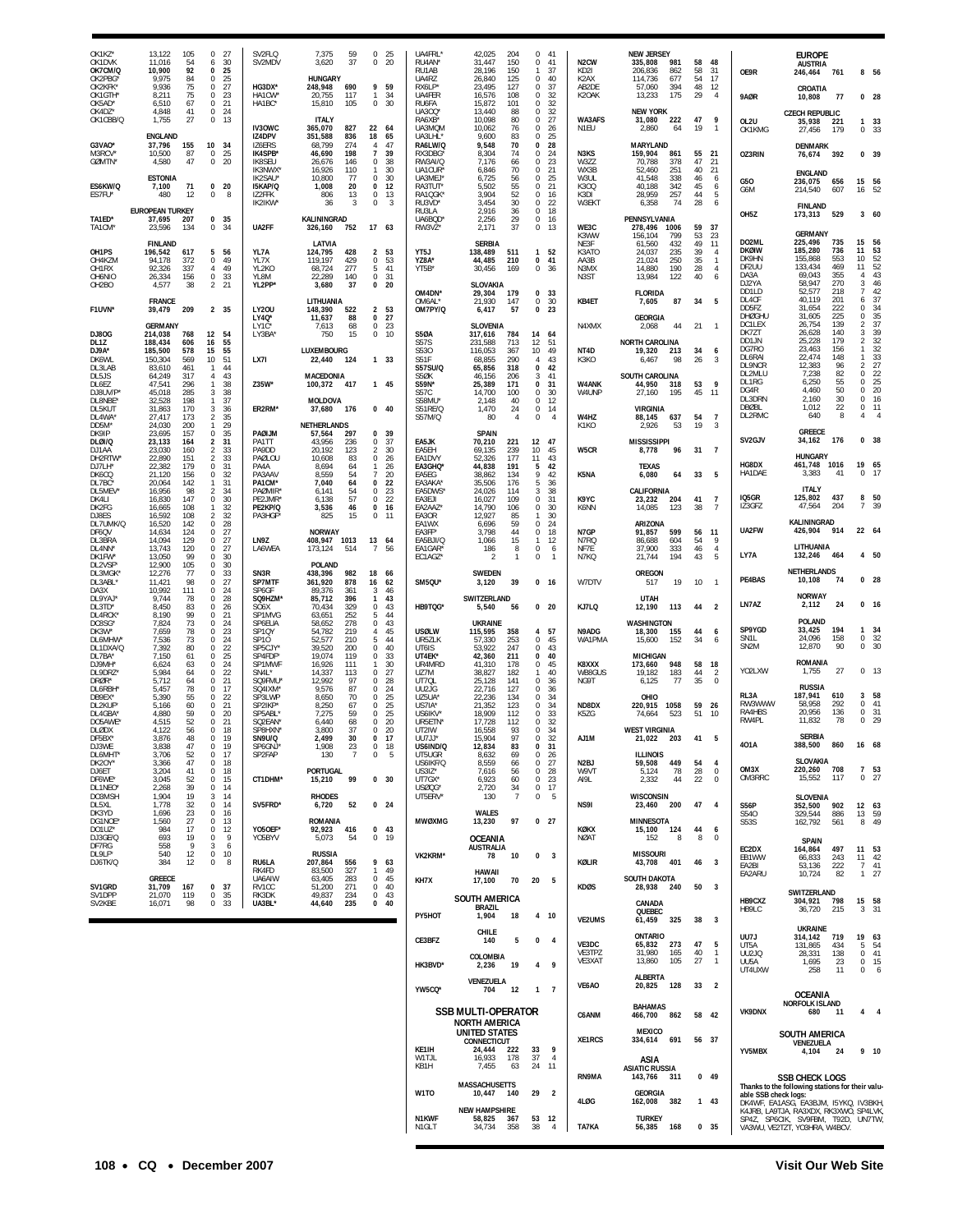OK1KZ* 13,122 105 0 27
OK1DVK 11,016 54 6 30
**OK7CM/Q 10,900 92 0 25**
OK2PBG* 9,975 84 0 25
OK2KFK* 9,936 75 0 27
OK1GTH* 8,211 75 0 23
OK5AD* 6,510 67 0 21
OK4DZ* 4,848 41 0 24
OK1CBB/Q 1,755 27 0 13

**ENGLAND**
**G3VAO* 37,796 155 10 34**
M3RCV* 10,500 87 0 25
GØMTN* 4,580 47 0 20

**ESTONIA**
**ES6KW/Q 7,100 71 0 20**
ES7FU* 480 12 0 8

**EUROPEAN TURKEY**
**TA1ED* 37,695 207 0 35**
TA1CM* 23,596 134 0 34

**FINLAND**
**OH1PS 196,542 617 5 56**
OH4KZM 94,178 372 0 49
OH1RX 92,326 337 4 49
OH6NIO 26,334 156 0 33
OH2BO 4,577 38 2 21

**FRANCE**
**F1UVN* 39,479 209 2 35**

**GERMANY**
**DJ8OG 214,038 768 12 54**
**DL1Z 188,434 606 16 55**
**DJ9A* 185,500 578 15 55**
DK6WL 150,304 569 10 51
DL3LAB 83,610 461 1 44
DL5JS 64,249 317 4 43
DL6EZ 47,541 296 1 38
DJ8UV/P* 45,018 285 3 38
DL8NBE* 32,528 198 1 37
DL5KUT 31,863 170 3 36
DL4WA* 27,417 173 2 35
DO5M* 24,030 200 1 29
DK9IP 23,695 157 0 35
**DLØI/Q 23,133 164 2 31**
DJ1AA 23,030 160 2 33
DH2RTW* 22,890 151 2 33
DJ7LH* 22,382 179 0 31
DK6CQ 21,120 156 0 32
DL7BC* 20,064 142 1 31
DL5MEV* 16,956 98 2 34
DK4LI 16,830 147 0 30
DK2FG 16,665 108 1 32
DJ8ES 16,592 108 2 32
DL7UMK/Q 16,520 142 0 28
DF6QV 14,634 124 0 27
DL3BRA 14,094 129 0 27
DL4NN* 13,743 120 0 27
DK1FW* 13,050 99 0 30
DL2VSP* 12,900 105 0 30
DL3MGK* 12,276 77 0 33
DL3ABL* 11,421 98 0 27
DA3X 10,992 111 0 24
DL9YAJ* 9,744 78 0 28
DL3TD* 8,450 83 0 26
DL4RCK* 8,190 99 0 21
DC8SG* 7,824 73 0 24
DK3W* 7,659 78 0 23
DL6MHW* 7,536 73 0 24
DL1DXA/Q 7,392 80 0 22
DL7BA* 7,150 61 0 25
DJ9MH* 6,624 63 0 24
DL9DRZ* 5,984 64 0 22
DRØR* 5,712 64 0 21
DL6RBH* 5,457 78 0 17
DB9EX* 5,390 55 0 22
DL2KUP* 5,166 60 0 21
DL4GBA* 4,880 59 0 20
DO5AWE* 4,515 52 0 21
DLØDX 4,122 56 0 18
DF5BX* 3,876 48 0 19
DJ3WE 3,838 47 0 19
DL6MHT* 3,706 52 0 17
DK2OY* 3,366 47 0 18
DJ6ET 3,204 41 0 18
DF6WE* 3,045 52 0 15
DL1NEO* 2,268 39 0 14
DC8MSH 1,904 19 3 14
DL5XL 1,778 32 0 14
DK3YD 1,696 23 0 16
DG1NOE* 1,560 27 0 13
DO1UZ* 984 17 0 12
DJ3GE/Q 693 19 0 9
DF7RG 558 9 3 6
DL9LP* 540 12 0 10
DJ6TK/Q 384 12 0 8

**GREECE**
**SV1GRD 31,709 167 0 37**
SV1DPP 21,070 119 0 35
SV2KBE 16,071 98 0 33

SV2FLQ 7,375 59 0 25
SV2MDV 3,620 37 0 20

**HUNGARY**
**HG3DX* 248,948 690 9 59**
HA1CW* 20,755 117 1 34
HA1BC* 15,810 105 0 30

**ITALY**
**IV3OWC 365,070 827 22 64**
**IZ4DPV 351,588 836 18 65**
IZ6ERS 68,799 274 4 47
**IK4SPB* 46,690 198 7 39**
IK8SEU 26,676 146 0 38
IK3NWX* 16,926 110 1 30
IK2SAU* 10,800 77 0 30
**I5KAP/Q 1,008 20 0 12**
IZ2FFK 806 13 0 13
IK2IKW* 36 3 0 3

**KALININGRAD**
**UA2FF 326,160 752 17 63**

**LATVIA**
**YL7A 124,795 428 2 53**
YL7X 119,197 429 0 53
YL2KO 68,724 277 5 41
YL8M 22,289 140 0 31
**YL2PP* 3,680 37 0 20**

**LITHUANIA**
**LY2OU 148,390 522 2 53**
**LY4Q* 11,637 88 0 27**
LY1C* 7,613 68 0 23
LY3BA* 750 15 0 10

**LUXEMBOURG**
**LX7I 22,440 124 1 33**

**MACEDONIA**
**Z35W* 100,372 417 1 45**

**MOLDOVA**
**ER2RM* 37,680 176 0 40**

**NETHERLANDS**
**PAØIJM 57,564 297 0 39**
PA1TT 43,956 236 0 37
PA9DD 20,192 123 2 30
PAØLOU 10,608 83 0 26
PA4A 8,694 64 1 26
PA3AAV 8,559 54 7 20
**PA1CM* 7,040 64 0 22**
PAØMIR* 6,141 54 0 23
PE2JMR* 6,138 57 0 22
**PE2KP/Q 3,536 46 0 16**
PA3HGF* 825 15 0 11

**NORWAY**
**LN9Z 408,947 1013 13 64**
LA6WEA 173,124 514 7 56

**POLAND**
**SN3R 438,396 982 18 66**
**SP7MTF 361,920 878 16 62**
SP6GF 89,376 361 3 46
**SQ9HZM* 85,712 396 1 43**
SO6X 70,434 329 0 43
SP1MVG 63,651 252 5 44
SP6EIJA 58,652 278 0 43
SP1QY 54,782 219 4 45
SP1O 52,577 210 5 44
SP5CJY* 39,520 200 0 40
SP4FDP* 19,074 119 0 33
SP1MWF 16,926 111 1 30
SN4L* 14,337 113 0 27
SQ9FMU* 12,992 97 0 28
SQ4IXM* 9,576 87 0 24
SP3LWP 8,650 70 0 25
SP2IKP* 8,250 67 0 25
SP5ABL* 7,275 59 0 25
SQ2EAN* 6,440 68 0 20
SP8HXN* 3,800 37 0 20
**SN9U/Q 2,499 30 0 17**
SP6GNJ* 1,908 23 0 18
SP2FAP 130 7 0 5

**PORTUGAL**
**CT1DHM* 15,210 99 0 30**

**RHODES**
**SV5FRD* 6,720 52 0 24**

**ROMANIA**
**YO5OEF* 92,923 416 0 43**
YO5BYV 5,073 54 0 19

**RUSSIA**
**RU6LA 207,864 556 9 63**
RK4FD 83,500 327 1 49
UA6AW 63,405 283 0 45
RV1CC 51,200 271 0 40
RK3DK 49,837 234 0 43
**UA3BL* 44,640 235 0 40**

UA4FRL* 42,025 204 0 41
RU4AN* 31,447 150 0 41
RU1AB 28,196 150 1 37
UA4RZ 26,840 125 0 40
RX6LP* 23,495 127 0 37
UA4FER 16,576 108 0 32
RU6FA 15,872 101 0 32
UA3CQ* 13,440 88 0 32
RA6XB* 10,098 80 0 27
UA3MQM 10,062 76 0 26
UA3LHL* 9,600 83 0 25
**RA6LW/Q 9,548 70 0 28**
RX3DBG* 8,304 74 0 24
RW3AI/Q 7,176 66 0 23
UA1CUR* 6,846 70 0 21
UA3MEJ* 6,725 56 0 25
RA3TUT* 5,502 55 0 21
RA1QGK* 3,904 52 0 16
RU3VD* 3,454 30 0 22
RU3LA 2,916 36 0 18
UA6BQD* 2,256 29 0 16
RW3VZ* 2,171 37 0 13

**SERBIA**
**YT5J 138,489 511 1 52**
**YZ8A* 44,485 210 0 41**
YT5B* 30,456 169 0 36

**SLOVAKIA**
**OM4DN* 29,304 179 0 33**
OM6AL* 21,930 147 0 30
**OM7PY/Q 6,417 57 0 23**

**SLOVENIA**
**S50A 317,616 784 14 64**
S57S 231,588 713 12 51
S53O 116,053 367 10 49
S51F 68,855 290 4 43
**S57SU/Q 65,856 318 0 42**
S5ØK 46,156 206 3 41
**S59N* 25,389 171 0 31**
S57C 14,700 100 0 30
S58MU* 2,148 40 0 12
S51RE/Q 1,470 24 0 14
S57M/Q 80 4 0 4

**SPAIN**
**EA5JK 70,210 221 12 47**
EA5EH 69,135 239 10 45
EA1DVY 52,326 177 11 43
**EA3GHQ* 44,838 191 5 42**
EA5EG 38,862 134 9 42
EA3AKA* 35,506 176 5 36
EA5DWS* 24,026 114 3 38
EA3EJI 16,027 109 0 31
EA2AAZ* 14,790 106 0 30
EA3OR 12,927 85 1 30
EA1WX 6,696 59 0 24
EA3FP* 3,798 44 0 18
EA5BJ/Q 1,066 15 1 12
EA1GAR* 186 8 0 6
EC1AGZ* 2 1 0 1

**SWEDEN**
**SM5QU* 3,120 39 0 16**

**SWITZERLAND**
**HB9TQG* 5,540 56 0 20**

**UKRAINE**
**USØLW 115,595 358 4 57**
UR5ZLK 57,330 253 0 45
UT6IS 53,922 247 0 43
**UT4EK* 42,360 211 0 40**
UR4MRD 41,310 178 0 45
UZ7M 38,827 182 1 40
UT7QL 25,128 141 0 36
UU2JG 22,716 127 0 36
UZ5UA* 22,236 134 0 34
US7IA* 21,352 123 0 34
US6IKV* 18,909 112 0 33
UR5ETN* 17,728 112 0 32
UT2IW 16,558 93 0 34
UU7JJ* 15,904 97 0 32
**US6IND/Q 12,834 83 0 31**
UT5UGR 8,632 69 0 26
US6IKF/Q 8,559 66 0 27
US3IZ* 7,616 56 0 28
UT7GX* 6,923 60 0 23
USØQG* 2,720 34 0 17
UT5ERV* 130 7 0 5

**WALES**
**MWØXMG 13,230 97 0 27**

**OCEANIA**
**AUSTRALIA**
**VK2KRM* 78 10 0 3**

**HAWAII**
**KH7X 17,100 70 20 5**

**SOUTH AMERICA**
**BRAZIL**
**PY5HOT 1,904 18 4 10**

**CHILE**
**CE3BFZ 140 5 0 4**

**COLOMBIA**
**HK3BVD* 2,236 19 4 9**

**VENEZUELA**
**YW5CQ* 704 12 1 7**

## SSB MULTI-OPERATOR
### NORTH AMERICA
**UNITED STATES**
**CONNECTICUT**
**KE1IH 24,444 222 33 9**
W1TJL 16,933 178 37 4
KB1H 7,455 63 24 11

**MASSACHUSETTS**
**W1TO 10,447 140 29 2**

**NEW HAMPSHIRE**
**N1KWF 58,825 367 53 12**
N1GLT 34,734 358 38 4

**NEW JERSEY**
**N2CW 335,808 981 58 48**
KD2I 206,836 862 58 31
K2AX 114,736 677 54 17
AB2DE 57,060 394 48 12
K2OAK 13,233 175 29 4

**NEW YORK**
**WA3AFS 31,080 222 47 9**
N1EU 2,860 64 19 1

**MARYLAND**
**N3KS 159,904 861 55 21**
W3ZZ 70,788 378 47 21
WX3B 52,460 251 40 21
W3UL 41,548 338 46 6
K3CQ 40,188 342 45 6
K3DI 28,959 257 44 5
W3EKT 6,358 74 28 6

**PENNSYLVANIA**
**WE3C 278,496 1006 59 37**
K3WW 156,104 799 53 23
NE3F 61,560 432 49 11
K3ATO 24,037 235 39 4
AA3B 21,024 250 35 1
N3MX 14,880 190 28 4
N3ST 13,984 122 40 6

**FLORIDA**
**KB4ET 7,605 87 34 5**

**GEORGIA**
**N4XMX 2,068 44 21 1**

**NORTH CAROLINA**
**NT4D 19,320 213 34 6**
K3KO 6,467 98 26 3

**SOUTH CAROLINA**
**W4ANK 44,950 318 53 9**
W4UNP 27,160 195 45 11

**VIRGINIA**
**W4HZ 88,145 637 54 7**
K1KO 2,926 53 19 3

**MISSISSIPPI**
**W5CR 8,778 96 31 7**

**TEXAS**
**K5NA 6,080 64 33 5**

**CALIFORNIA**
**K9YC 23,232 204 41 7**
K6NN 14,085 123 38 7

**ARIZONA**
**N7GP 91,857 599 56 11**
N7RQ 86,688 604 54 9
NF7E 37,900 333 46 4
N7KQ 21,744 194 43 5

**OREGON**
**W7DTV 517 19 10 1**

**UTAH**
**KJ7LQ 12,190 113 44 2**

**WASHINGTON**
**N9ADG 18,300 155 44 6**
WA1PMA 15,600 152 34 6

**MICHIGAN**
**K8XXX 173,660 948 58 18**
WB8GUS 19,182 183 44 2
NG9T 6,125 77 35 0

**OHIO**
**ND8DX 220,915 1058 59 26**
K5ZG 74,664 523 51 10

**WEST VIRGINIA**
**AJ1M 21,022 203 41 5**

**ILLINOIS**
**N2BJ 59,508 449 54 4**
W9VT 5,124 78 28 0
AI9L 2,332 44 22 0

**WISCONSIN**
**NS9I 23,460 200 47 4**

**MINNESOTA**
**KØKX 15,100 124 44 6**
NØAT 152 8 8 0

**MISSOURI**
**KØLIR 43,708 401 46 3**

**SOUTH DAKOTA**
**KDØS 28,938 240 50 3**

**CANADA**
**QUEBEC**
**VE2UMS 61,459 325 38 3**

**ONTARIO**
**VE3DC 65,832 273 47 5**
VE3TPZ 31,980 165 40 1
VE3XAT 13,860 105 27 1

**ALBERTA**
**VE6AO 20,825 128 33 2**

**BAHAMAS**
**C6ANM 466,700 862 58 42**

**MEXICO**
**XE1RCS 334,614 691 56 37**

### ASIA
**ASIATIC RUSSIA**
**RN9MA 143,766 311 0 49**

**GEORGIA**
**4LØG 162,008 382 1 43**

**TURKEY**
**TA7KA 56,385 168 0 35**

### EUROPE
**AUSTRIA**
**OE9R 246,464 761 8 56**

**CROATIA**
**9AØR 10,808 77 0 28**

**CZECH REPUBLIC**
**OL2U 35,938 221 1 33**
OK1KMG 27,456 179 0 33

**DENMARK**
**OZ3RIN 76,674 392 0 39**

**ENGLAND**
**G5O 236,075 656 15 56**
G6M 214,540 607 16 52

**FINLAND**
**OH5Z 173,313 529 3 60**

**GERMANY**
**DO2ML 225,496 735 15 56**
**DKØIW 185,280 736 11 53**
DK9HN 155,868 553 10 52
DF2UU 133,434 469 11 52
DA3A 69,043 355 4 43
DJ2YA 58,947 270 3 46
DD1LD 52,577 218 7 42
DL4CF 40,119 201 6 37
DD5FZ 31,654 222 0 34
DHØGHU 31,605 225 0 35
DC1LEX 26,754 139 2 37
DK7ZT 26,628 140 3 39
DD1JN 25,228 179 2 32
DG7RO 23,463 156 1 32
DL6RAI 22,474 148 1 33
DL9NCR 12,383 96 2 27
DL2MLU 7,238 82 0 22
DL1RG 6,250 55 0 25
DG4R 4,460 50 0 20
DL3DRN 2,160 30 0 16
DBØBL 1,012 22 0 11
DL2RMC 640 8 4 4

**GREECE**
**SV2GJV 34,162 176 0 38**

**HUNGARY**
**HG8DX 461,748 1016 19 65**
HA1DAE 3,383 41 0 17

**ITALY**
**IQ5GR 125,802 437 8 50**
IZ3GFZ 47,564 204 7 39

**KALININGRAD**
**UA2FW 426,904 914 22 64**

**LITHUANIA**
**LY7A 132,246 464 4 50**

**NETHERLANDS**
**PE4BAS 10,108 74 0 28**

**NORWAY**
**LN7AZ 2,112 24 0 16**

**POLAND**
**SP9YGD 33,425 194 1 34**
SN1L 24,096 158 0 32
SN2M 12,870 90 0 30

**ROMANIA**
**YO2LXW 1,755 27 0 13**

**RUSSIA**
**RL3A 187,941 610 3 58**
RW3WWW 58,958 292 0 41
RA4HBS 20,956 136 0 31
RW4PL 11,832 78 0 29

**SERBIA**
**4O1A 388,500 860 16 68**

**SLOVAKIA**
**OM3X 220,260 708 7 53**
OM3RRC 15,552 117 0 27

**SLOVENIA**
**S56P 352,500 902 12 63**
S54O 329,544 886 13 59
S53S 162,792 561 8 49

**SPAIN**
**EC2DX 164,864 497 11 53**
EB1WW 66,833 243 11 42
EA2BI 53,136 222 7 41
EA2ARU 10,724 82 1 27

**SWITZERLAND**
**HB9CXZ 304,921 798 15 58**
HB9LC 36,720 215 3 31

**UKRAINE**
**UU7J 314,142 719 19 63**
UT5A 131,865 434 5 54
UU2JQ 28,331 138 0 41
UU5A 1,695 23 0 15
UT4UXW 258 11 0 6

### OCEANIA
**NORFOLK ISLAND**
**VK9DNX 680 11 4 4**

### SOUTH AMERICA
**VENEZUELA**
**YV5MBX 4,104 24 9 10**

## SSB CHECK LOGS
Thanks to the following stations for their valuable SSB check logs:
DK4WF, EA1ASG, EA3BJM, I5YKQ, IV3BKH, K4JRB, LA9TJA, RA3XDX, RK3XWO, SP4LVK, SP4Z, SP6CIK, SV9FBM, T92D, UN7TW, VA3WU, VE2TZT, YO8HRA, W4BCV.